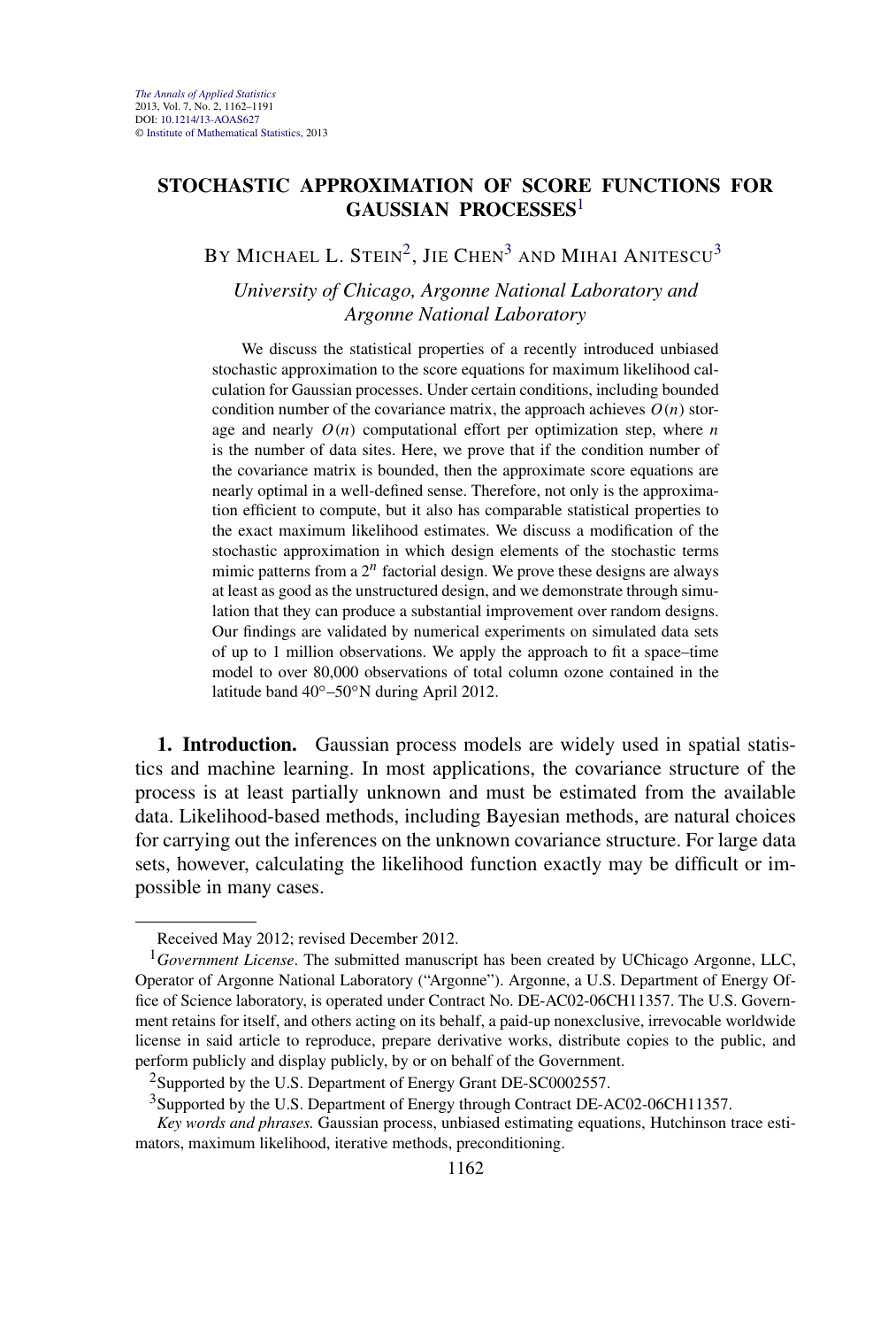# STOCHASTIC APPROXIMATION OF SCORE FUNCTIONS FOR GAUSSIAN PROCESSES[1]

BY MICHAEL L. STEIN[2], JIE CHEN[3] AND MIHAI ANITESCU[3]

*University of Chicago, Argonne National Laboratory and Argonne National Laboratory*

We discuss the statistical properties of a recently introduced unbiased stochastic approximation to the score equations for maximum likelihood calculation for Gaussian processes. Under certain conditions, including bounded condition number of the covariance matrix, the approach achieves $O(n)$ storage and nearly $O(n)$ computational effort per optimization step, where $n$ is the number of data sites. Here, we prove that if the condition number of the covariance matrix is bounded, then the approximate score equations are nearly optimal in a well-defined sense. Therefore, not only is the approximation efficient to compute, but it also has comparable statistical properties to the exact maximum likelihood estimates. We discuss a modification of the stochastic approximation in which design elements of the stochastic terms mimic patterns from a $2^n$ factorial design. We prove these designs are always at least as good as the unstructured design, and we demonstrate through simulation that they can produce a substantial improvement over random designs. Our findings are validated by numerical experiments on simulated data sets of up to 1 million observations. We apply the approach to fit a space–time model to over 80,000 observations of total column ozone contained in the latitude band 40°–50°N during April 2012.

**1. Introduction.** Gaussian process models are widely used in spatial statistics and machine learning. In most applications, the covariance structure of the process is at least partially unknown and must be estimated from the available data. Likelihood-based methods, including Bayesian methods, are natural choices for carrying out the inferences on the unknown covariance structure. For large data sets, however, calculating the likelihood function exactly may be difficult or impossible in many cases.

Received May 2012; revised December 2012.

[1]*Government License.* The submitted manuscript has been created by UChicago Argonne, LLC, Operator of Argonne National Laboratory ("Argonne"). Argonne, a U.S. Department of Energy Office of Science laboratory, is operated under Contract No. DE-AC02-06CH11357. The U.S. Government retains for itself, and others acting on its behalf, a paid-up nonexclusive, irrevocable worldwide license in said article to reproduce, prepare derivative works, distribute copies to the public, and perform publicly and display publicly, by or on behalf of the Government.

[2]Supported by the U.S. Department of Energy Grant DE-SC0002557.

[3]Supported by the U.S. Department of Energy through Contract DE-AC02-06CH11357.

*Key words and phrases.* Gaussian process, unbiased estimating equations, Hutchinson trace estimators, maximum likelihood, iterative methods, preconditioning.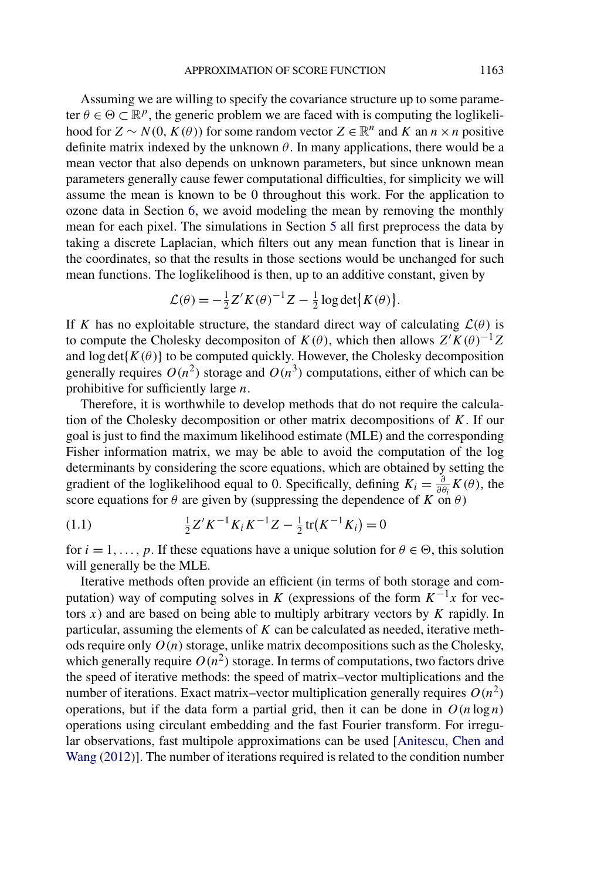Assuming we are willing to specify the covariance structure up to some parameter $\theta \in \Theta \subset \mathbb{R}^p$, the generic problem we are faced with is computing the loglikelihood for $Z \sim N(0, K(\theta))$ for some random vector $Z \in \mathbb{R}^n$ and $K$ an $n \times n$ positive definite matrix indexed by the unknown $\theta$. In many applications, there would be a mean vector that also depends on unknown parameters, but since unknown mean parameters generally cause fewer computational difficulties, for simplicity we will assume the mean is known to be 0 throughout this work. For the application to ozone data in Section 6, we avoid modeling the mean by removing the monthly mean for each pixel. The simulations in Section 5 all first preprocess the data by taking a discrete Laplacian, which filters out any mean function that is linear in the coordinates, so that the results in those sections would be unchanged for such mean functions. The loglikelihood is then, up to an additive constant, given by

$$\mathcal{L}(\theta) = -\tfrac{1}{2} Z' K(\theta)^{-1} Z - \tfrac{1}{2} \log \det\{K(\theta)\}.$$

If $K$ has no exploitable structure, the standard direct way of calculating $\mathcal{L}(\theta)$ is to compute the Cholesky decompositon of $K(\theta)$, which then allows $Z'K(\theta)^{-1}Z$ and $\log\det\{K(\theta)\}$ to be computed quickly. However, the Cholesky decomposition generally requires $O(n^2)$ storage and $O(n^3)$ computations, either of which can be prohibitive for sufficiently large $n$.

Therefore, it is worthwhile to develop methods that do not require the calculation of the Cholesky decomposition or other matrix decompositions of $K$. If our goal is just to find the maximum likelihood estimate (MLE) and the corresponding Fisher information matrix, we may be able to avoid the computation of the log determinants by considering the score equations, which are obtained by setting the gradient of the loglikelihood equal to 0. Specifically, defining $K_i = \frac{\partial}{\partial \theta_i} K(\theta)$, the score equations for $\theta$ are given by (suppressing the dependence of $K$ on $\theta$)

$$\tfrac{1}{2} Z' K^{-1} K_i K^{-1} Z - \tfrac{1}{2} \operatorname{tr}(K^{-1} K_i) = 0 \tag{1.1}$$

for $i = 1, \dots, p$. If these equations have a unique solution for $\theta \in \Theta$, this solution will generally be the MLE.

Iterative methods often provide an efficient (in terms of both storage and computation) way of computing solves in $K$ (expressions of the form $K^{-1}x$ for vectors $x$) and are based on being able to multiply arbitrary vectors by $K$ rapidly. In particular, assuming the elements of $K$ can be calculated as needed, iterative methods require only $O(n)$ storage, unlike matrix decompositions such as the Cholesky, which generally require $O(n^2)$ storage. In terms of computations, two factors drive the speed of iterative methods: the speed of matrix–vector multiplications and the number of iterations. Exact matrix–vector multiplication generally requires $O(n^2)$ operations, but if the data form a partial grid, then it can be done in $O(n \log n)$ operations using circulant embedding and the fast Fourier transform. For irregular observations, fast multipole approximations can be used [Anitescu, Chen and Wang (2012)]. The number of iterations required is related to the condition number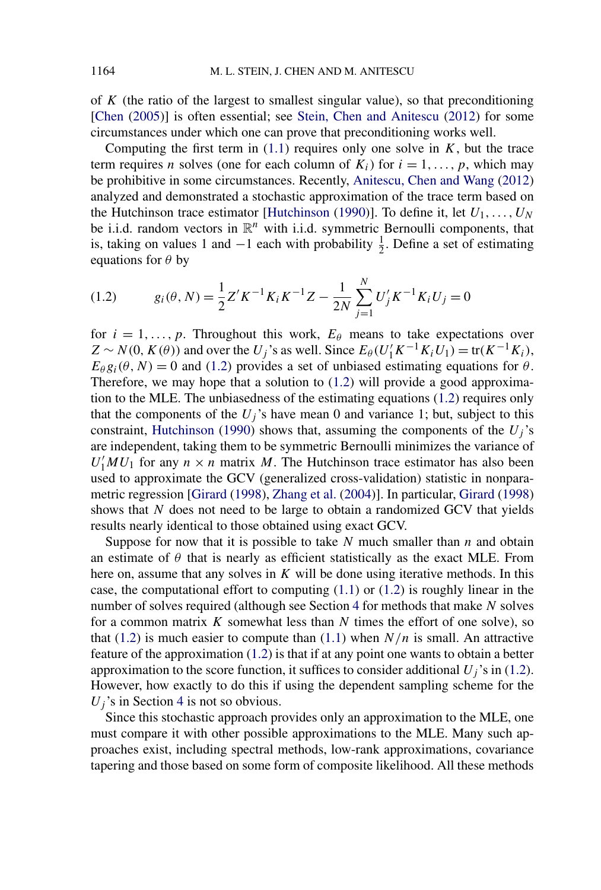of $K$ (the ratio of the largest to smallest singular value), so that preconditioning [Chen (2005)] is often essential; see Stein, Chen and Anitescu (2012) for some circumstances under which one can prove that preconditioning works well.

Computing the first term in (1.1) requires only one solve in $K$, but the trace term requires $n$ solves (one for each column of $K_i$) for $i = 1, \ldots, p$, which may be prohibitive in some circumstances. Recently, Anitescu, Chen and Wang (2012) analyzed and demonstrated a stochastic approximation of the trace term based on the Hutchinson trace estimator [Hutchinson (1990)]. To define it, let $U_1, \ldots, U_N$ be i.i.d. random vectors in $\mathbb{R}^n$ with i.i.d. symmetric Bernoulli components, that is, taking on values 1 and $-1$ each with probability $\frac{1}{2}$. Define a set of estimating equations for $\theta$ by

$$g_i(\theta, N) = \frac{1}{2} Z' K^{-1} K_i K^{-1} Z - \frac{1}{2N} \sum_{j=1}^{N} U_j' K^{-1} K_i U_j = 0 \tag{1.2}$$

for $i = 1, \ldots, p$. Throughout this work, $E_\theta$ means to take expectations over $Z \sim N(0, K(\theta))$ and over the $U_j$'s as well. Since $E_\theta(U_1' K^{-1} K_i U_1) = \operatorname{tr}(K^{-1} K_i)$, $E_\theta g_i(\theta, N) = 0$ and (1.2) provides a set of unbiased estimating equations for $\theta$. Therefore, we may hope that a solution to (1.2) will provide a good approximation to the MLE. The unbiasedness of the estimating equations (1.2) requires only that the components of the $U_j$'s have mean 0 and variance 1; but, subject to this constraint, Hutchinson (1990) shows that, assuming the components of the $U_j$'s are independent, taking them to be symmetric Bernoulli minimizes the variance of $U_1' M U_1$ for any $n \times n$ matrix $M$. The Hutchinson trace estimator has also been used to approximate the GCV (generalized cross-validation) statistic in nonparametric regression [Girard (1998), Zhang et al. (2004)]. In particular, Girard (1998) shows that $N$ does not need to be large to obtain a randomized GCV that yields results nearly identical to those obtained using exact GCV.

Suppose for now that it is possible to take $N$ much smaller than $n$ and obtain an estimate of $\theta$ that is nearly as efficient statistically as the exact MLE. From here on, assume that any solves in $K$ will be done using iterative methods. In this case, the computational effort to computing (1.1) or (1.2) is roughly linear in the number of solves required (although see Section 4 for methods that make $N$ solves for a common matrix $K$ somewhat less than $N$ times the effort of one solve), so that (1.2) is much easier to compute than (1.1) when $N/n$ is small. An attractive feature of the approximation (1.2) is that if at any point one wants to obtain a better approximation to the score function, it suffices to consider additional $U_j$'s in (1.2). However, how exactly to do this if using the dependent sampling scheme for the $U_j$'s in Section 4 is not so obvious.

Since this stochastic approach provides only an approximation to the MLE, one must compare it with other possible approximations to the MLE. Many such approaches exist, including spectral methods, low-rank approximations, covariance tapering and those based on some form of composite likelihood. All these methods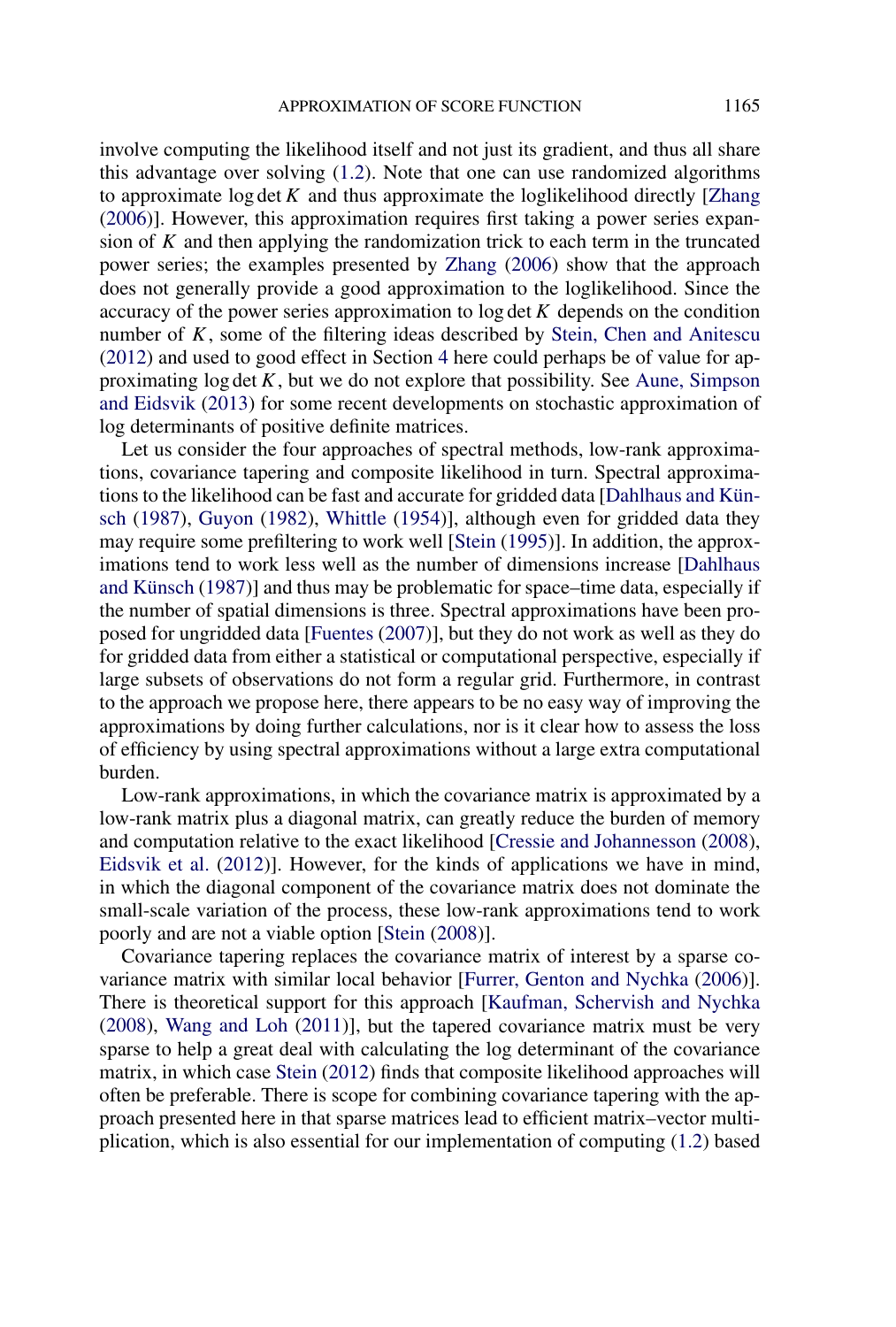involve computing the likelihood itself and not just its gradient, and thus all share this advantage over solving (1.2). Note that one can use randomized algorithms to approximate $\log \det K$ and thus approximate the loglikelihood directly [Zhang (2006)]. However, this approximation requires first taking a power series expansion of $K$ and then applying the randomization trick to each term in the truncated power series; the examples presented by Zhang (2006) show that the approach does not generally provide a good approximation to the loglikelihood. Since the accuracy of the power series approximation to $\log \det K$ depends on the condition number of $K$, some of the filtering ideas described by Stein, Chen and Anitescu (2012) and used to good effect in Section 4 here could perhaps be of value for approximating $\log \det K$, but we do not explore that possibility. See Aune, Simpson and Eidsvik (2013) for some recent developments on stochastic approximation of log determinants of positive definite matrices.

Let us consider the four approaches of spectral methods, low-rank approximations, covariance tapering and composite likelihood in turn. Spectral approximations to the likelihood can be fast and accurate for gridded data [Dahlhaus and Künsch (1987), Guyon (1982), Whittle (1954)], although even for gridded data they may require some prefiltering to work well [Stein (1995)]. In addition, the approximations tend to work less well as the number of dimensions increase [Dahlhaus and Künsch (1987)] and thus may be problematic for space–time data, especially if the number of spatial dimensions is three. Spectral approximations have been proposed for ungridded data [Fuentes (2007)], but they do not work as well as they do for gridded data from either a statistical or computational perspective, especially if large subsets of observations do not form a regular grid. Furthermore, in contrast to the approach we propose here, there appears to be no easy way of improving the approximations by doing further calculations, nor is it clear how to assess the loss of efficiency by using spectral approximations without a large extra computational burden.

Low-rank approximations, in which the covariance matrix is approximated by a low-rank matrix plus a diagonal matrix, can greatly reduce the burden of memory and computation relative to the exact likelihood [Cressie and Johannesson (2008), Eidsvik et al. (2012)]. However, for the kinds of applications we have in mind, in which the diagonal component of the covariance matrix does not dominate the small-scale variation of the process, these low-rank approximations tend to work poorly and are not a viable option [Stein (2008)].

Covariance tapering replaces the covariance matrix of interest by a sparse covariance matrix with similar local behavior [Furrer, Genton and Nychka (2006)]. There is theoretical support for this approach [Kaufman, Schervish and Nychka (2008), Wang and Loh (2011)], but the tapered covariance matrix must be very sparse to help a great deal with calculating the log determinant of the covariance matrix, in which case Stein (2012) finds that composite likelihood approaches will often be preferable. There is scope for combining covariance tapering with the approach presented here in that sparse matrices lead to efficient matrix–vector multiplication, which is also essential for our implementation of computing (1.2) based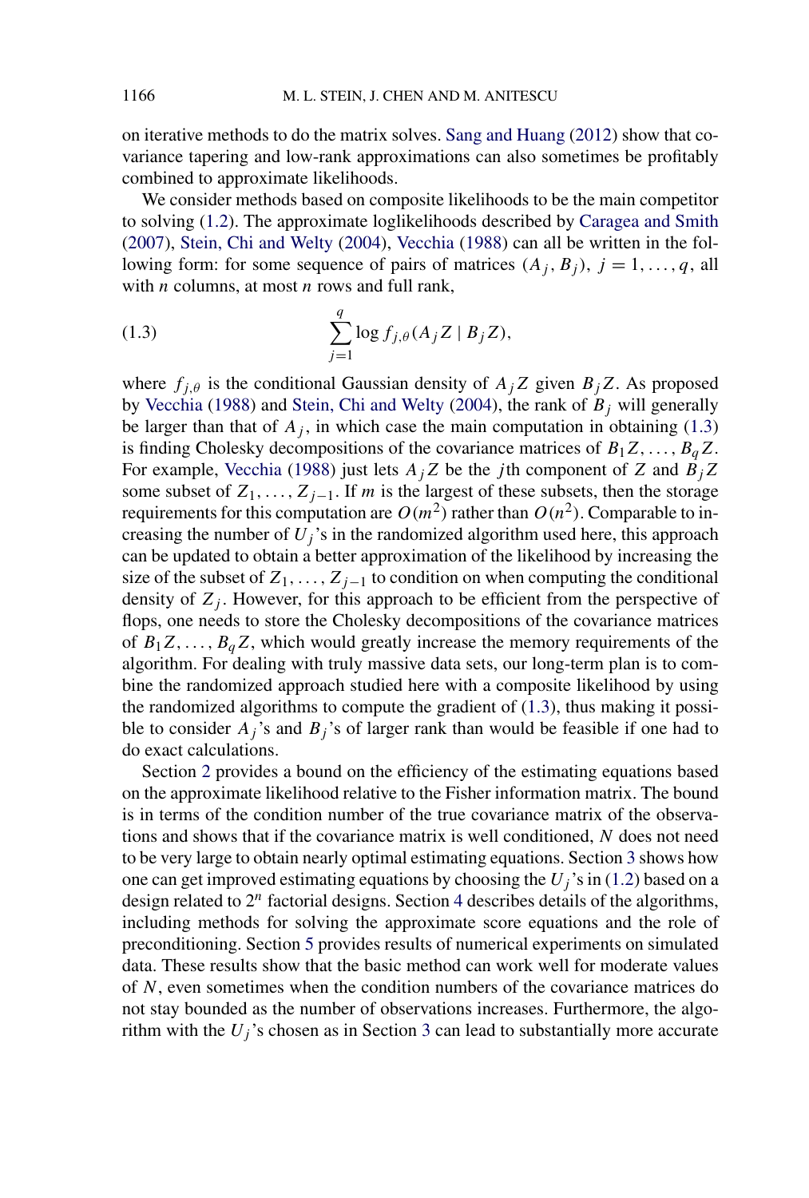on iterative methods to do the matrix solves. Sang and Huang (2012) show that covariance tapering and low-rank approximations can also sometimes be profitably combined to approximate likelihoods.

We consider methods based on composite likelihoods to be the main competitor to solving (1.2). The approximate loglikelihoods described by Caragea and Smith (2007), Stein, Chi and Welty (2004), Vecchia (1988) can all be written in the following form: for some sequence of pairs of matrices $(A_j, B_j)$, $j = 1, \dots, q$, all with $n$ columns, at most $n$ rows and full rank,

$$\sum_{j=1}^{q} \log f_{j,\theta}(A_j Z \mid B_j Z), \tag{1.3}$$

where $f_{j,\theta}$ is the conditional Gaussian density of $A_j Z$ given $B_j Z$. As proposed by Vecchia (1988) and Stein, Chi and Welty (2004), the rank of $B_j$ will generally be larger than that of $A_j$, in which case the main computation in obtaining (1.3) is finding Cholesky decompositions of the covariance matrices of $B_1 Z, \dots, B_q Z$. For example, Vecchia (1988) just lets $A_j Z$ be the $j$th component of $Z$ and $B_j Z$ some subset of $Z_1, \dots, Z_{j-1}$. If $m$ is the largest of these subsets, then the storage requirements for this computation are $O(m^2)$ rather than $O(n^2)$. Comparable to increasing the number of $U_j$'s in the randomized algorithm used here, this approach can be updated to obtain a better approximation of the likelihood by increasing the size of the subset of $Z_1, \dots, Z_{j-1}$ to condition on when computing the conditional density of $Z_j$. However, for this approach to be efficient from the perspective of flops, one needs to store the Cholesky decompositions of the covariance matrices of $B_1 Z, \dots, B_q Z$, which would greatly increase the memory requirements of the algorithm. For dealing with truly massive data sets, our long-term plan is to combine the randomized approach studied here with a composite likelihood by using the randomized algorithms to compute the gradient of (1.3), thus making it possible to consider $A_j$'s and $B_j$'s of larger rank than would be feasible if one had to do exact calculations.

Section 2 provides a bound on the efficiency of the estimating equations based on the approximate likelihood relative to the Fisher information matrix. The bound is in terms of the condition number of the true covariance matrix of the observations and shows that if the covariance matrix is well conditioned, $N$ does not need to be very large to obtain nearly optimal estimating equations. Section 3 shows how one can get improved estimating equations by choosing the $U_j$'s in (1.2) based on a design related to $2^n$ factorial designs. Section 4 describes details of the algorithms, including methods for solving the approximate score equations and the role of preconditioning. Section 5 provides results of numerical experiments on simulated data. These results show that the basic method can work well for moderate values of $N$, even sometimes when the condition numbers of the covariance matrices do not stay bounded as the number of observations increases. Furthermore, the algorithm with the $U_j$'s chosen as in Section 3 can lead to substantially more accurate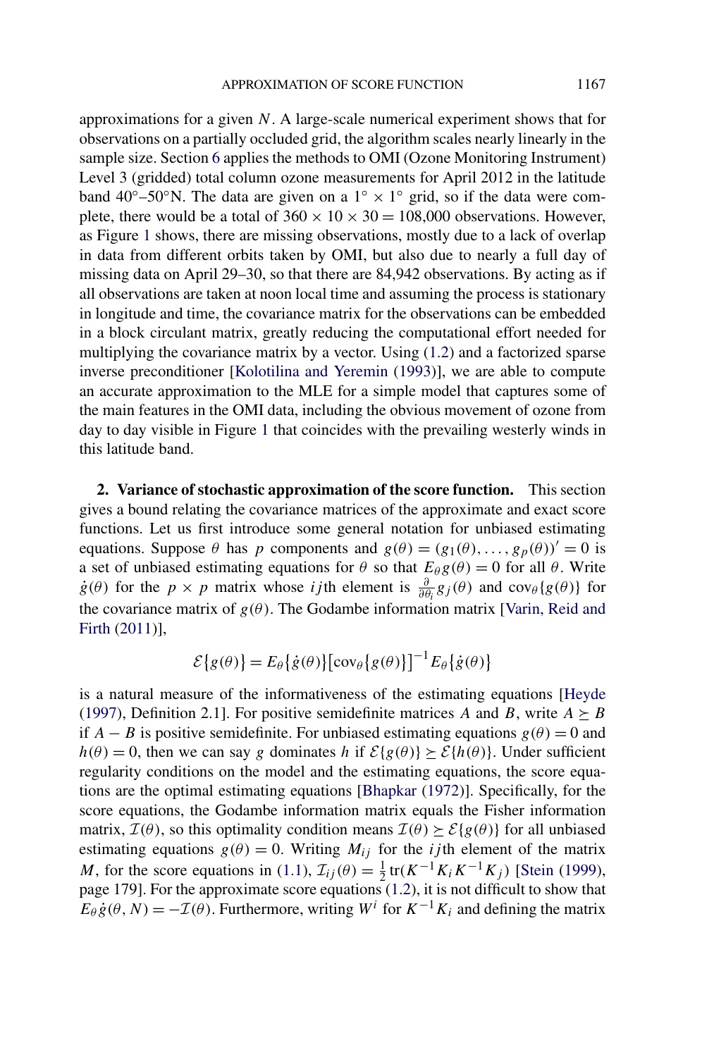approximations for a given $N$. A large-scale numerical experiment shows that for observations on a partially occluded grid, the algorithm scales nearly linearly in the sample size. Section 6 applies the methods to OMI (Ozone Monitoring Instrument) Level 3 (gridded) total column ozone measurements for April 2012 in the latitude band 40°–50°N. The data are given on a $1^\circ \times 1^\circ$ grid, so if the data were complete, there would be a total of $360 \times 10 \times 30 = 108{,}000$ observations. However, as Figure 1 shows, there are missing observations, mostly due to a lack of overlap in data from different orbits taken by OMI, but also due to nearly a full day of missing data on April 29–30, so that there are 84,942 observations. By acting as if all observations are taken at noon local time and assuming the process is stationary in longitude and time, the covariance matrix for the observations can be embedded in a block circulant matrix, greatly reducing the computational effort needed for multiplying the covariance matrix by a vector. Using (1.2) and a factorized sparse inverse preconditioner [Kolotilina and Yeremin (1993)], we are able to compute an accurate approximation to the MLE for a simple model that captures some of the main features in the OMI data, including the obvious movement of ozone from day to day visible in Figure 1 that coincides with the prevailing westerly winds in this latitude band.

## 2. Variance of stochastic approximation of the score function.

This section gives a bound relating the covariance matrices of the approximate and exact score functions. Let us first introduce some general notation for unbiased estimating equations. Suppose $\theta$ has $p$ components and $g(\theta) = (g_1(\theta), \ldots, g_p(\theta))' = 0$ is a set of unbiased estimating equations for $\theta$ so that $E_\theta g(\theta) = 0$ for all $\theta$. Write $\dot{g}(\theta)$ for the $p \times p$ matrix whose $ij$th element is $\frac{\partial}{\partial \theta_i} g_j(\theta)$ and $\operatorname{cov}_\theta\{g(\theta)\}$ for the covariance matrix of $g(\theta)$. The Godambe information matrix [Varin, Reid and Firth (2011)],

$$\mathcal{E}\{g(\theta)\} = E_\theta\{\dot{g}(\theta)\}\big[\operatorname{cov}_\theta\{g(\theta)\}\big]^{-1} E_\theta\{\dot{g}(\theta)\}$$

is a natural measure of the informativeness of the estimating equations [Heyde (1997), Definition 2.1]. For positive semidefinite matrices $A$ and $B$, write $A \succeq B$ if $A - B$ is positive semidefinite. For unbiased estimating equations $g(\theta) = 0$ and $h(\theta) = 0$, then we can say $g$ dominates $h$ if $\mathcal{E}\{g(\theta)\} \succeq \mathcal{E}\{h(\theta)\}$. Under sufficient regularity conditions on the model and the estimating equations, the score equations are the optimal estimating equations [Bhapkar (1972)]. Specifically, for the score equations, the Godambe information matrix equals the Fisher information matrix, $\mathcal{I}(\theta)$, so this optimality condition means $\mathcal{I}(\theta) \succeq \mathcal{E}\{g(\theta)\}$ for all unbiased estimating equations $g(\theta) = 0$. Writing $M_{ij}$ for the $ij$th element of the matrix $M$, for the score equations in (1.1), $\mathcal{I}_{ij}(\theta) = \frac{1}{2}\operatorname{tr}(K^{-1}K_i K^{-1}K_j)$ [Stein (1999), page 179]. For the approximate score equations (1.2), it is not difficult to show that $E_\theta \dot{g}(\theta, N) = -\mathcal{I}(\theta)$. Furthermore, writing $W^i$ for $K^{-1}K_i$ and defining the matrix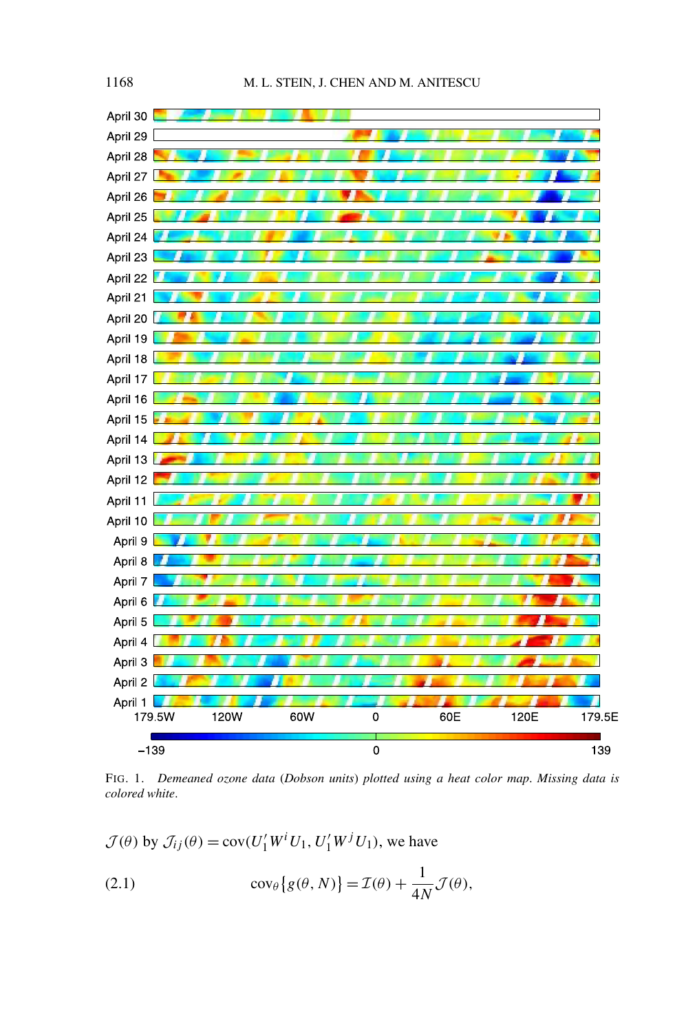FIG. 1. *Demeaned ozone data (Dobson units) plotted using a heat color map. Missing data is colored white.*

$\mathcal{J}(\theta)$ by $\mathcal{J}_{ij}(\theta) = \mathrm{cov}(U_1' W^i U_1, U_1' W^j U_1)$, we have

$$\mathrm{cov}_\theta\{g(\theta, N)\} = \mathcal{I}(\theta) + \frac{1}{4N}\mathcal{J}(\theta), \tag{2.1}$$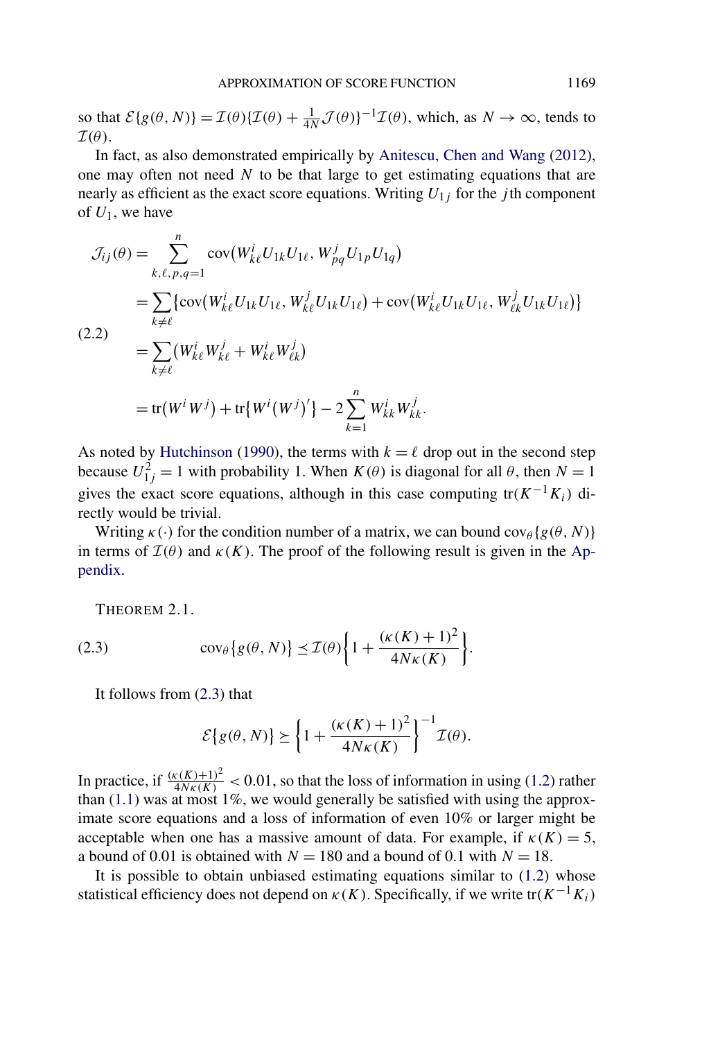so that $\mathcal{E}\{g(\theta, N)\} = \mathcal{I}(\theta)\{\mathcal{I}(\theta) + \frac{1}{4N}\mathcal{J}(\theta)\}^{-1}\mathcal{I}(\theta)$, which, as $N \to \infty$, tends to $\mathcal{I}(\theta)$.

In fact, as also demonstrated empirically by Anitescu, Chen and Wang (2012), one may often not need $N$ to be that large to get estimating equations that are nearly as efficient as the exact score equations. Writing $U_{1j}$ for the $j$th component of $U_1$, we have

$$
\begin{aligned}
\mathcal{J}_{ij}(\theta) &= \sum_{k,\ell,p,q=1}^{n} \operatorname{cov}\big(W^i_{k\ell} U_{1k} U_{1\ell}, W^j_{pq} U_{1p} U_{1q}\big) \\
&= \sum_{k \neq \ell} \big\{\operatorname{cov}\big(W^i_{k\ell} U_{1k} U_{1\ell}, W^j_{k\ell} U_{1k} U_{1\ell}\big) + \operatorname{cov}\big(W^i_{k\ell} U_{1k} U_{1\ell}, W^j_{\ell k} U_{1k} U_{1\ell}\big)\big\} \\
&= \sum_{k \neq \ell} \big(W^i_{k\ell} W^j_{k\ell} + W^i_{k\ell} W^j_{\ell k}\big) \\
&= \operatorname{tr}\big(W^i W^j\big) + \operatorname{tr}\big\{W^i \big(W^j\big)'\big\} - 2\sum_{k=1}^{n} W^i_{kk} W^j_{kk}.
\end{aligned} \tag{2.2}
$$

As noted by Hutchinson (1990), the terms with $k = \ell$ drop out in the second step because $U_{1j}^2 = 1$ with probability 1. When $K(\theta)$ is diagonal for all $\theta$, then $N = 1$ gives the exact score equations, although in this case computing $\operatorname{tr}(K^{-1}K_i)$ directly would be trivial.

Writing $\kappa(\cdot)$ for the condition number of a matrix, we can bound $\operatorname{cov}_\theta\{g(\theta, N)\}$ in terms of $\mathcal{I}(\theta)$ and $\kappa(K)$. The proof of the following result is given in the Appendix.

THEOREM 2.1.

$$
\operatorname{cov}_\theta\{g(\theta, N)\} \preceq \mathcal{I}(\theta)\left\{1 + \frac{(\kappa(K) + 1)^2}{4N\kappa(K)}\right\}. \tag{2.3}
$$

It follows from (2.3) that

$$
\mathcal{E}\{g(\theta, N)\} \succeq \left\{1 + \frac{(\kappa(K) + 1)^2}{4N\kappa(K)}\right\}^{-1} \mathcal{I}(\theta).
$$

In practice, if $\frac{(\kappa(K)+1)^2}{4N\kappa(K)} < 0.01$, so that the loss of information in using (1.2) rather than (1.1) was at most 1%, we would generally be satisfied with using the approximate score equations and a loss of information of even 10% or larger might be acceptable when one has a massive amount of data. For example, if $\kappa(K) = 5$, a bound of 0.01 is obtained with $N = 180$ and a bound of 0.1 with $N = 18$.

It is possible to obtain unbiased estimating equations similar to (1.2) whose statistical efficiency does not depend on $\kappa(K)$. Specifically, if we write $\operatorname{tr}(K^{-1}K_i)$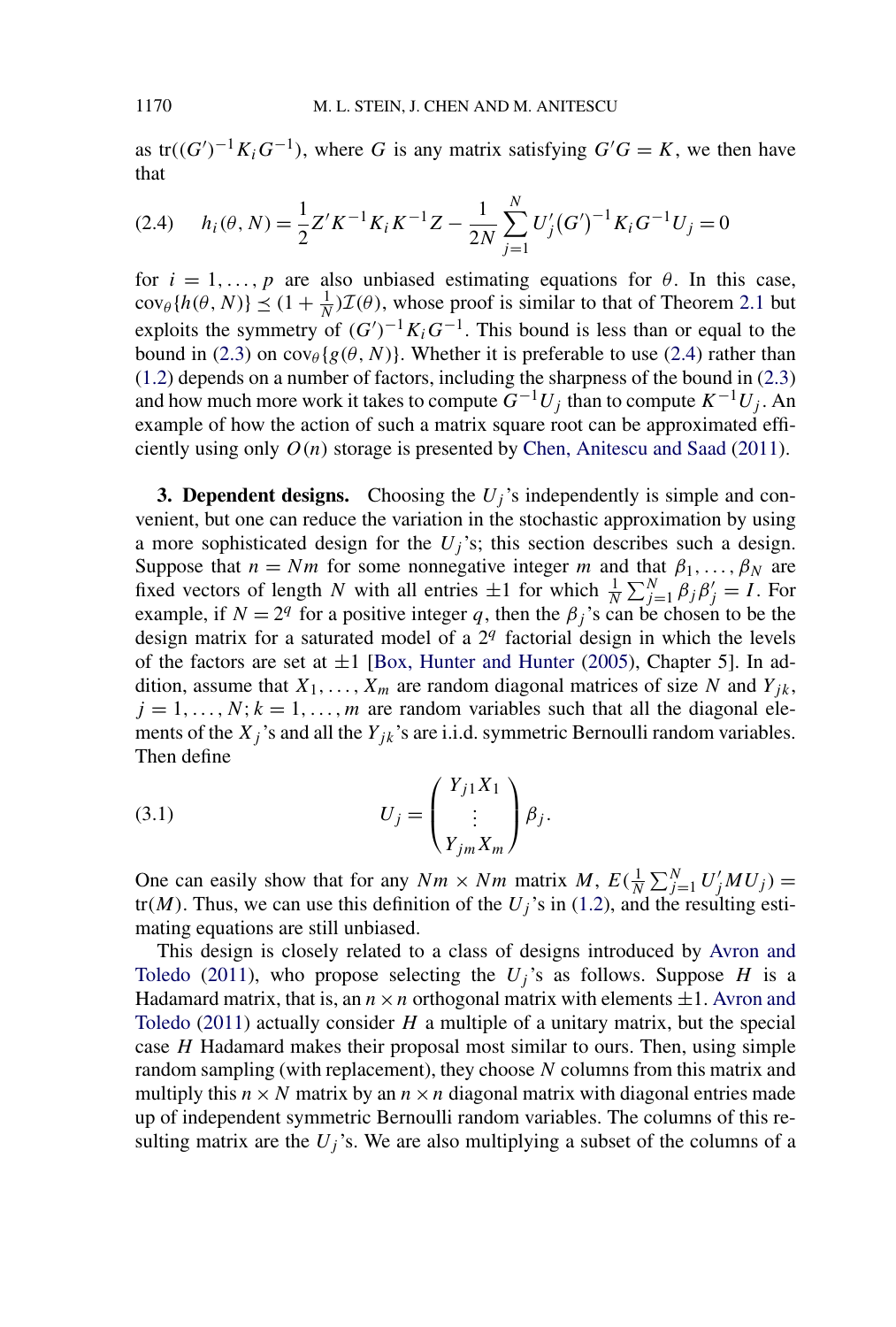as $\text{tr}((G')^{-1}K_iG^{-1})$, where $G$ is any matrix satisfying $G'G = K$, we then have that

$$h_i(\theta, N) = \frac{1}{2}Z'K^{-1}K_iK^{-1}Z - \frac{1}{2N}\sum_{j=1}^{N} U_j'(G')^{-1}K_iG^{-1}U_j = 0 \tag{2.4}$$

for $i = 1, \ldots, p$ are also unbiased estimating equations for $\theta$. In this case, $\text{cov}_\theta\{h(\theta, N)\} \preceq (1 + \frac{1}{N})\mathcal{I}(\theta)$, whose proof is similar to that of Theorem 2.1 but exploits the symmetry of $(G')^{-1}K_iG^{-1}$. This bound is less than or equal to the bound in (2.3) on $\text{cov}_\theta\{g(\theta, N)\}$. Whether it is preferable to use (2.4) rather than (1.2) depends on a number of factors, including the sharpness of the bound in (2.3) and how much more work it takes to compute $G^{-1}U_j$ than to compute $K^{-1}U_j$. An example of how the action of such a matrix square root can be approximated efficiently using only $O(n)$ storage is presented by Chen, Anitescu and Saad (2011).

**3. Dependent designs.** Choosing the $U_j$'s independently is simple and convenient, but one can reduce the variation in the stochastic approximation by using a more sophisticated design for the $U_j$'s; this section describes such a design. Suppose that $n = Nm$ for some nonnegative integer $m$ and that $\beta_1, \ldots, \beta_N$ are fixed vectors of length $N$ with all entries $\pm 1$ for which $\frac{1}{N}\sum_{j=1}^{N}\beta_j\beta_j' = I$. For example, if $N = 2^q$ for a positive integer $q$, then the $\beta_j$'s can be chosen to be the design matrix for a saturated model of a $2^q$ factorial design in which the levels of the factors are set at $\pm 1$ [Box, Hunter and Hunter (2005), Chapter 5]. In addition, assume that $X_1, \ldots, X_m$ are random diagonal matrices of size $N$ and $Y_{jk}$, $j = 1, \ldots, N; k = 1, \ldots, m$ are random variables such that all the diagonal elements of the $X_j$'s and all the $Y_{jk}$'s are i.i.d. symmetric Bernoulli random variables. Then define

$$U_j = \begin{pmatrix} Y_{j1}X_1 \\ \vdots \\ Y_{jm}X_m \end{pmatrix}\beta_j. \tag{3.1}$$

One can easily show that for any $Nm \times Nm$ matrix $M$, $E(\frac{1}{N}\sum_{j=1}^{N}U_j'MU_j) = \text{tr}(M)$. Thus, we can use this definition of the $U_j$'s in (1.2), and the resulting estimating equations are still unbiased.

This design is closely related to a class of designs introduced by Avron and Toledo (2011), who propose selecting the $U_j$'s as follows. Suppose $H$ is a Hadamard matrix, that is, an $n \times n$ orthogonal matrix with elements $\pm 1$. Avron and Toledo (2011) actually consider $H$ a multiple of a unitary matrix, but the special case $H$ Hadamard makes their proposal most similar to ours. Then, using simple random sampling (with replacement), they choose $N$ columns from this matrix and multiply this $n \times N$ matrix by an $n \times n$ diagonal matrix with diagonal entries made up of independent symmetric Bernoulli random variables. The columns of this resulting matrix are the $U_j$'s. We are also multiplying a subset of the columns of a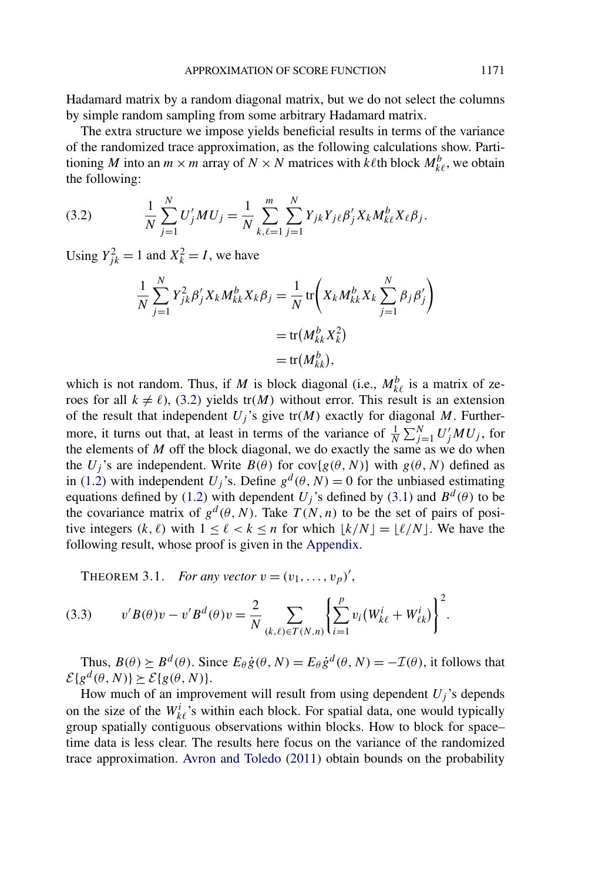Hadamard matrix by a random diagonal matrix, but we do not select the columns by simple random sampling from some arbitrary Hadamard matrix.

The extra structure we impose yields beneficial results in terms of the variance of the randomized trace approximation, as the following calculations show. Partitioning $M$ into an $m \times m$ array of $N \times N$ matrices with $k\ell$th block $M_{k\ell}^b$, we obtain the following:

$$\frac{1}{N}\sum_{j=1}^{N} U_j' M U_j = \frac{1}{N}\sum_{k,\ell=1}^{m}\sum_{j=1}^{N} Y_{jk}Y_{j\ell}\beta_j' X_k M_{k\ell}^b X_\ell \beta_j. \tag{3.2}$$

Using $Y_{jk}^2 = 1$ and $X_k^2 = I$, we have

$$\begin{aligned}
\frac{1}{N}\sum_{j=1}^{N} Y_{jk}^2 \beta_j' X_k M_{kk}^b X_k \beta_j &= \frac{1}{N}\operatorname{tr}\left(X_k M_{kk}^b X_k \sum_{j=1}^{N}\beta_j\beta_j'\right) \\
&= \operatorname{tr}\left(M_{kk}^b X_k^2\right) \\
&= \operatorname{tr}\left(M_{kk}^b\right),
\end{aligned}$$

which is not random. Thus, if $M$ is block diagonal (i.e., $M_{k\ell}^b$ is a matrix of zeroes for all $k \neq \ell$), (3.2) yields $\operatorname{tr}(M)$ without error. This result is an extension of the result that independent $U_j$'s give $\operatorname{tr}(M)$ exactly for diagonal $M$. Furthermore, it turns out that, at least in terms of the variance of $\frac{1}{N}\sum_{j=1}^{N} U_j' M U_j$, for the elements of $M$ off the block diagonal, we do exactly the same as we do when the $U_j$'s are independent. Write $B(\theta)$ for $\operatorname{cov}\{g(\theta, N)\}$ with $g(\theta, N)$ defined as in (1.2) with independent $U_j$'s. Define $g^d(\theta, N) = 0$ for the unbiased estimating equations defined by (1.2) with dependent $U_j$'s defined by (3.1) and $B^d(\theta)$ to be the covariance matrix of $g^d(\theta, N)$. Take $T(N, n)$ to be the set of pairs of positive integers $(k, \ell)$ with $1 \le \ell < k \le n$ for which $\lfloor k/N \rfloor = \lfloor \ell/N \rfloor$. We have the following result, whose proof is given in the Appendix.

THEOREM 3.1. *For any vector* $v = (v_1, \ldots, v_p)'$,

$$v' B(\theta) v - v' B^d(\theta) v = \frac{2}{N}\sum_{(k,\ell)\in T(N,n)}\left\{\sum_{i=1}^{p} v_i\left(W_{k\ell}^i + W_{\ell k}^i\right)\right\}^2. \tag{3.3}$$

Thus, $B(\theta) \succeq B^d(\theta)$. Since $E_\theta \dot{g}(\theta, N) = E_\theta \dot{g}^d(\theta, N) = -\mathcal{I}(\theta)$, it follows that $\mathcal{E}\{g^d(\theta, N)\} \succeq \mathcal{E}\{g(\theta, N)\}$.

How much of an improvement will result from using dependent $U_j$'s depends on the size of the $W_{k\ell}^i$'s within each block. For spatial data, one would typically group spatially contiguous observations within blocks. How to block for space–time data is less clear. The results here focus on the variance of the randomized trace approximation. Avron and Toledo (2011) obtain bounds on the probability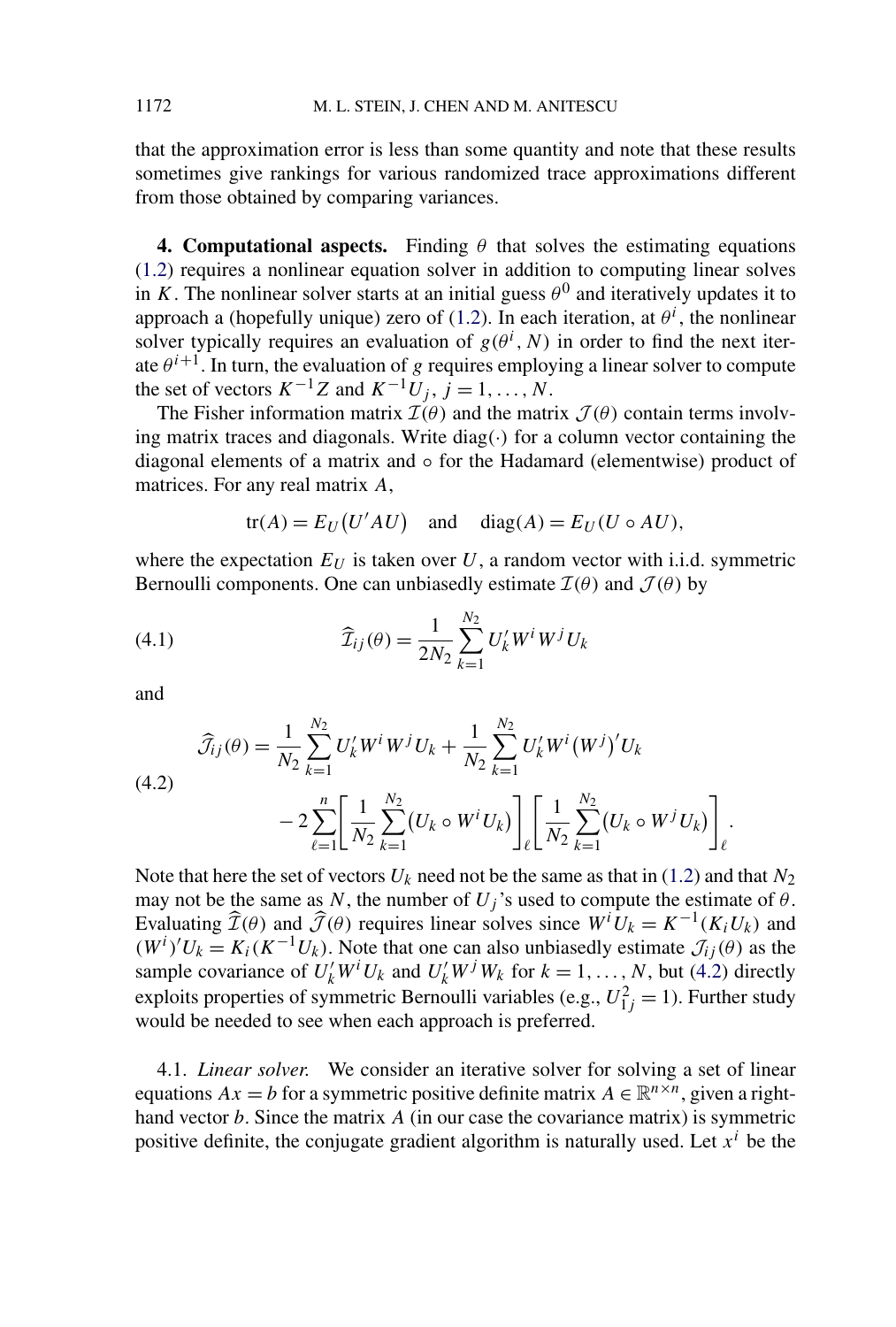that the approximation error is less than some quantity and note that these results sometimes give rankings for various randomized trace approximations different from those obtained by comparing variances.

## 4. Computational aspects.

Finding $\theta$ that solves the estimating equations (1.2) requires a nonlinear equation solver in addition to computing linear solves in $K$. The nonlinear solver starts at an initial guess $\theta^0$ and iteratively updates it to approach a (hopefully unique) zero of (1.2). In each iteration, at $\theta^i$, the nonlinear solver typically requires an evaluation of $g(\theta^i, N)$ in order to find the next iterate $\theta^{i+1}$. In turn, the evaluation of $g$ requires employing a linear solver to compute the set of vectors $K^{-1}Z$ and $K^{-1}U_j$, $j = 1, \ldots, N$.

The Fisher information matrix $\mathcal{I}(\theta)$ and the matrix $\mathcal{J}(\theta)$ contain terms involving matrix traces and diagonals. Write $\operatorname{diag}(\cdot)$ for a column vector containing the diagonal elements of a matrix and $\circ$ for the Hadamard (elementwise) product of matrices. For any real matrix $A$,

$$\operatorname{tr}(A) = E_U\bigl(U'AU\bigr) \quad \text{and} \quad \operatorname{diag}(A) = E_U(U \circ AU),$$

where the expectation $E_U$ is taken over $U$, a random vector with i.i.d. symmetric Bernoulli components. One can unbiasedly estimate $\mathcal{I}(\theta)$ and $\mathcal{J}(\theta)$ by

$$\widehat{\mathcal{I}}_{ij}(\theta) = \frac{1}{2N_2} \sum_{k=1}^{N_2} U_k' W^i W^j U_k \tag{4.1}$$

and

$$\begin{aligned} \widehat{\mathcal{J}}_{ij}(\theta) = {} & \frac{1}{N_2} \sum_{k=1}^{N_2} U_k' W^i W^j U_k + \frac{1}{N_2} \sum_{k=1}^{N_2} U_k' W^i \bigl(W^j\bigr)' U_k \\ & - 2 \sum_{\ell=1}^{n} \left[ \frac{1}{N_2} \sum_{k=1}^{N_2} \bigl(U_k \circ W^i U_k\bigr) \right]_\ell \left[ \frac{1}{N_2} \sum_{k=1}^{N_2} \bigl(U_k \circ W^j U_k\bigr) \right]_\ell . \end{aligned} \tag{4.2}$$

Note that here the set of vectors $U_k$ need not be the same as that in (1.2) and that $N_2$ may not be the same as $N$, the number of $U_j$'s used to compute the estimate of $\theta$. Evaluating $\widehat{\mathcal{I}}(\theta)$ and $\widehat{\mathcal{J}}(\theta)$ requires linear solves since $W^i U_k = K^{-1}(K_i U_k)$ and $(W^i)' U_k = K_i (K^{-1} U_k)$. Note that one can also unbiasedly estimate $\mathcal{J}_{ij}(\theta)$ as the sample covariance of $U_k' W^i U_k$ and $U_k' W^j W_k$ for $k = 1, \ldots, N$, but (4.2) directly exploits properties of symmetric Bernoulli variables (e.g., $U_{1j}^2 = 1$). Further study would be needed to see when each approach is preferred.

### 4.1. *Linear solver.*

We consider an iterative solver for solving a set of linear equations $Ax = b$ for a symmetric positive definite matrix $A \in \mathbb{R}^{n \times n}$, given a right-hand vector $b$. Since the matrix $A$ (in our case the covariance matrix) is symmetric positive definite, the conjugate gradient algorithm is naturally used. Let $x^i$ be the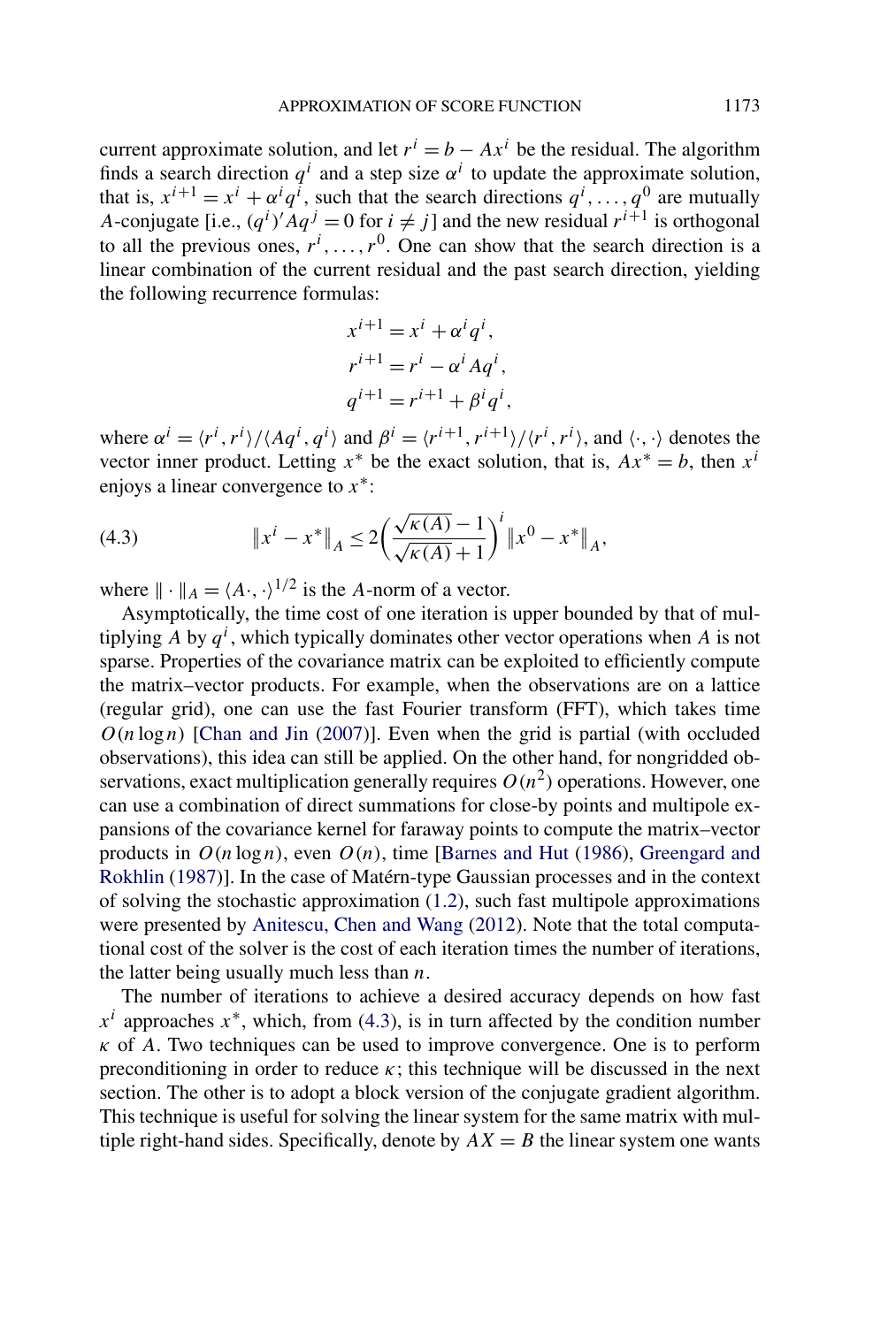current approximate solution, and let $r^i = b - Ax^i$ be the residual. The algorithm finds a search direction $q^i$ and a step size $\alpha^i$ to update the approximate solution, that is, $x^{i+1} = x^i + \alpha^i q^i$, such that the search directions $q^i, \dots, q^0$ are mutually $A$-conjugate [i.e., $(q^i)' A q^j = 0$ for $i \neq j$] and the new residual $r^{i+1}$ is orthogonal to all the previous ones, $r^i, \dots, r^0$. One can show that the search direction is a linear combination of the current residual and the past search direction, yielding the following recurrence formulas:

$$
\begin{aligned}
x^{i+1} &= x^i + \alpha^i q^i, \\
r^{i+1} &= r^i - \alpha^i A q^i, \\
q^{i+1} &= r^{i+1} + \beta^i q^i,
\end{aligned}
$$

where $\alpha^i = \langle r^i, r^i \rangle / \langle A q^i, q^i \rangle$ and $\beta^i = \langle r^{i+1}, r^{i+1} \rangle / \langle r^i, r^i \rangle$, and $\langle \cdot, \cdot \rangle$ denotes the vector inner product. Letting $x^*$ be the exact solution, that is, $Ax^* = b$, then $x^i$ enjoys a linear convergence to $x^*$:

$$
\|x^i - x^*\|_A \leq 2 \left( \frac{\sqrt{\kappa(A)} - 1}{\sqrt{\kappa(A)} + 1} \right)^i \|x^0 - x^*\|_A, \tag{4.3}
$$

where $\| \cdot \|_A = \langle A \cdot, \cdot \rangle^{1/2}$ is the $A$-norm of a vector.

Asymptotically, the time cost of one iteration is upper bounded by that of multiplying $A$ by $q^i$, which typically dominates other vector operations when $A$ is not sparse. Properties of the covariance matrix can be exploited to efficiently compute the matrix–vector products. For example, when the observations are on a lattice (regular grid), one can use the fast Fourier transform (FFT), which takes time $O(n \log n)$ [Chan and Jin (2007)]. Even when the grid is partial (with occluded observations), this idea can still be applied. On the other hand, for nongridded observations, exact multiplication generally requires $O(n^2)$ operations. However, one can use a combination of direct summations for close-by points and multipole expansions of the covariance kernel for faraway points to compute the matrix–vector products in $O(n \log n)$, even $O(n)$, time [Barnes and Hut (1986), Greengard and Rokhlin (1987)]. In the case of Matérn-type Gaussian processes and in the context of solving the stochastic approximation (1.2), such fast multipole approximations were presented by Anitescu, Chen and Wang (2012). Note that the total computational cost of the solver is the cost of each iteration times the number of iterations, the latter being usually much less than $n$.

The number of iterations to achieve a desired accuracy depends on how fast $x^i$ approaches $x^*$, which, from (4.3), is in turn affected by the condition number $\kappa$ of $A$. Two techniques can be used to improve convergence. One is to perform preconditioning in order to reduce $\kappa$; this technique will be discussed in the next section. The other is to adopt a block version of the conjugate gradient algorithm. This technique is useful for solving the linear system for the same matrix with multiple right-hand sides. Specifically, denote by $AX = B$ the linear system one wants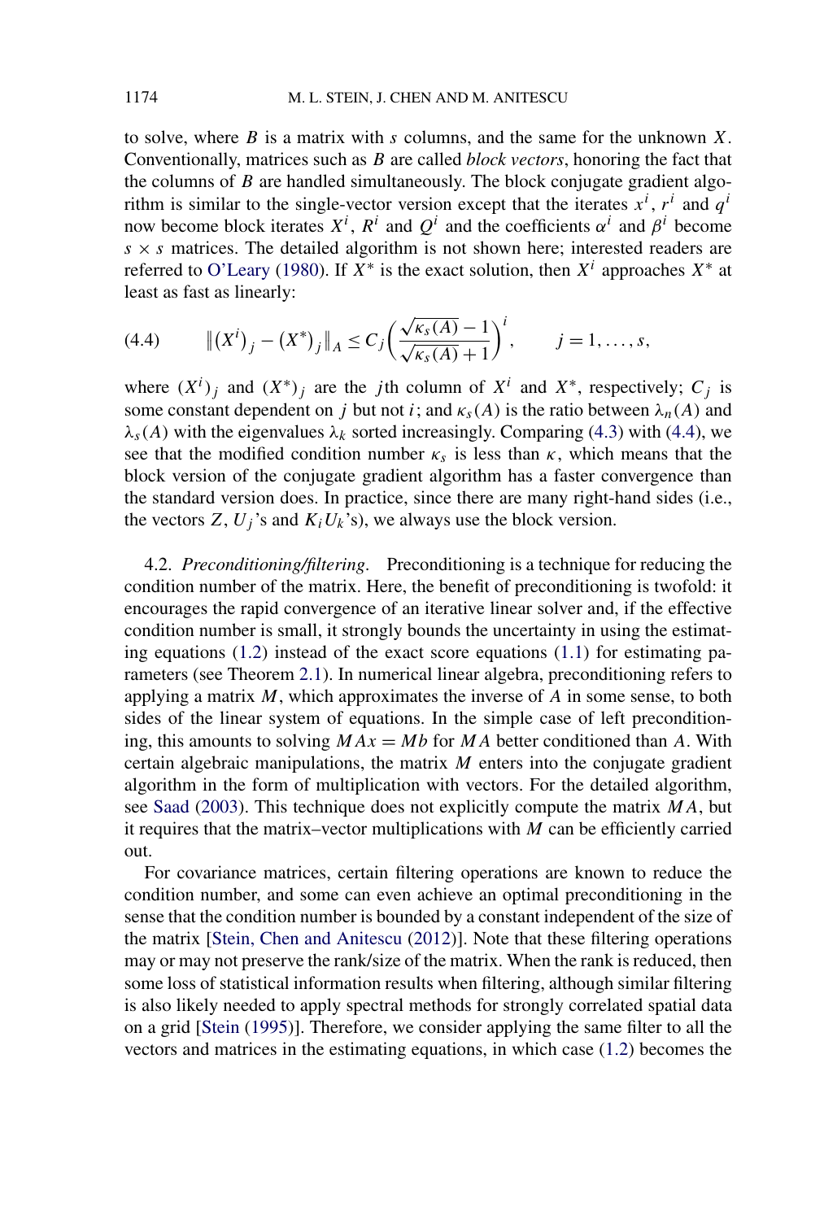to solve, where $B$ is a matrix with $s$ columns, and the same for the unknown $X$. Conventionally, matrices such as $B$ are called *block vectors*, honoring the fact that the columns of $B$ are handled simultaneously. The block conjugate gradient algorithm is similar to the single-vector version except that the iterates $x^i$, $r^i$ and $q^i$ now become block iterates $X^i$, $R^i$ and $Q^i$ and the coefficients $\alpha^i$ and $\beta^i$ become $s \times s$ matrices. The detailed algorithm is not shown here; interested readers are referred to O'Leary (1980). If $X^*$ is the exact solution, then $X^i$ approaches $X^*$ at least as fast as linearly:

$$\|(X^i)_j - (X^*)_j\|_A \le C_j \left( \frac{\sqrt{\kappa_s(A)} - 1}{\sqrt{\kappa_s(A)} + 1} \right)^i, \qquad j = 1, \ldots, s, \tag{4.4}$$

where $(X^i)_j$ and $(X^*)_j$ are the $j$th column of $X^i$ and $X^*$, respectively; $C_j$ is some constant dependent on $j$ but not $i$; and $\kappa_s(A)$ is the ratio between $\lambda_n(A)$ and $\lambda_s(A)$ with the eigenvalues $\lambda_k$ sorted increasingly. Comparing (4.3) with (4.4), we see that the modified condition number $\kappa_s$ is less than $\kappa$, which means that the block version of the conjugate gradient algorithm has a faster convergence than the standard version does. In practice, since there are many right-hand sides (i.e., the vectors $Z$, $U_j$'s and $K_i U_k$'s), we always use the block version.

4.2. *Preconditioning/filtering*. Preconditioning is a technique for reducing the condition number of the matrix. Here, the benefit of preconditioning is twofold: it encourages the rapid convergence of an iterative linear solver and, if the effective condition number is small, it strongly bounds the uncertainty in using the estimating equations (1.2) instead of the exact score equations (1.1) for estimating parameters (see Theorem 2.1). In numerical linear algebra, preconditioning refers to applying a matrix $M$, which approximates the inverse of $A$ in some sense, to both sides of the linear system of equations. In the simple case of left preconditioning, this amounts to solving $MAx = Mb$ for $MA$ better conditioned than $A$. With certain algebraic manipulations, the matrix $M$ enters into the conjugate gradient algorithm in the form of multiplication with vectors. For the detailed algorithm, see Saad (2003). This technique does not explicitly compute the matrix $MA$, but it requires that the matrix–vector multiplications with $M$ can be efficiently carried out.

For covariance matrices, certain filtering operations are known to reduce the condition number, and some can even achieve an optimal preconditioning in the sense that the condition number is bounded by a constant independent of the size of the matrix [Stein, Chen and Anitescu (2012)]. Note that these filtering operations may or may not preserve the rank/size of the matrix. When the rank is reduced, then some loss of statistical information results when filtering, although similar filtering is also likely needed to apply spectral methods for strongly correlated spatial data on a grid [Stein (1995)]. Therefore, we consider applying the same filter to all the vectors and matrices in the estimating equations, in which case (1.2) becomes the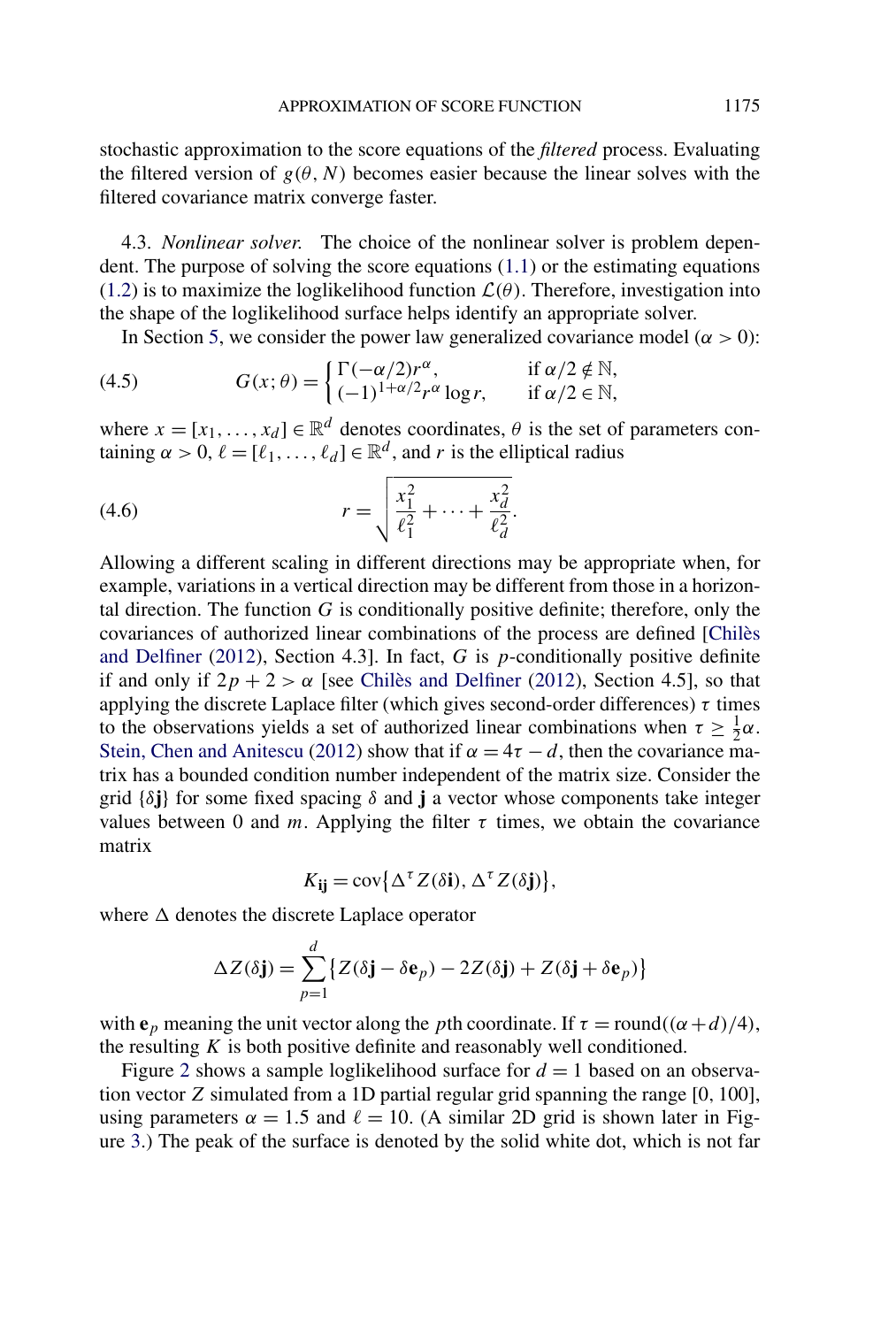stochastic approximation to the score equations of the *filtered* process. Evaluating the filtered version of $g(\theta, N)$ becomes easier because the linear solves with the filtered covariance matrix converge faster.

4.3. *Nonlinear solver.* The choice of the nonlinear solver is problem dependent. The purpose of solving the score equations (1.1) or the estimating equations (1.2) is to maximize the loglikelihood function $\mathcal{L}(\theta)$. Therefore, investigation into the shape of the loglikelihood surface helps identify an appropriate solver.

In Section 5, we consider the power law generalized covariance model ($\alpha > 0$):

$$G(x;\theta) = \begin{cases} \Gamma(-\alpha/2) r^{\alpha}, & \text{if } \alpha/2 \notin \mathbb{N}, \\ (-1)^{1+\alpha/2} r^{\alpha} \log r, & \text{if } \alpha/2 \in \mathbb{N}, \end{cases} \tag{4.5}$$

where $x = [x_1, \dots, x_d] \in \mathbb{R}^d$ denotes coordinates, $\theta$ is the set of parameters containing $\alpha > 0$, $\ell = [\ell_1, \dots, \ell_d] \in \mathbb{R}^d$, and $r$ is the elliptical radius

$$r = \sqrt{\frac{x_1^2}{\ell_1^2} + \cdots + \frac{x_d^2}{\ell_d^2}}. \tag{4.6}$$

Allowing a different scaling in different directions may be appropriate when, for example, variations in a vertical direction may be different from those in a horizontal direction. The function $G$ is conditionally positive definite; therefore, only the covariances of authorized linear combinations of the process are defined [Chilès and Delfiner (2012), Section 4.3]. In fact, $G$ is $p$-conditionally positive definite if and only if $2p + 2 > \alpha$ [see Chilès and Delfiner (2012), Section 4.5], so that applying the discrete Laplace filter (which gives second-order differences) $\tau$ times to the observations yields a set of authorized linear combinations when $\tau \geq \frac{1}{2}\alpha$. Stein, Chen and Anitescu (2012) show that if $\alpha = 4\tau - d$, then the covariance matrix has a bounded condition number independent of the matrix size. Consider the grid $\{\delta \mathbf{j}\}$ for some fixed spacing $\delta$ and $\mathbf{j}$ a vector whose components take integer values between 0 and $m$. Applying the filter $\tau$ times, we obtain the covariance matrix

$$K_{\mathbf{ij}} = \operatorname{cov}\{\Delta^{\tau} Z(\delta \mathbf{i}), \Delta^{\tau} Z(\delta \mathbf{j})\},$$

where $\Delta$ denotes the discrete Laplace operator

$$\Delta Z(\delta \mathbf{j}) = \sum_{p=1}^{d} \{Z(\delta \mathbf{j} - \delta \mathbf{e}_p) - 2Z(\delta \mathbf{j}) + Z(\delta \mathbf{j} + \delta \mathbf{e}_p)\}$$

with $\mathbf{e}_p$ meaning the unit vector along the $p$th coordinate. If $\tau = \operatorname{round}((\alpha + d)/4)$, the resulting $K$ is both positive definite and reasonably well conditioned.

Figure 2 shows a sample loglikelihood surface for $d = 1$ based on an observation vector $Z$ simulated from a 1D partial regular grid spanning the range [0, 100], using parameters $\alpha = 1.5$ and $\ell = 10$. (A similar 2D grid is shown later in Figure 3.) The peak of the surface is denoted by the solid white dot, which is not far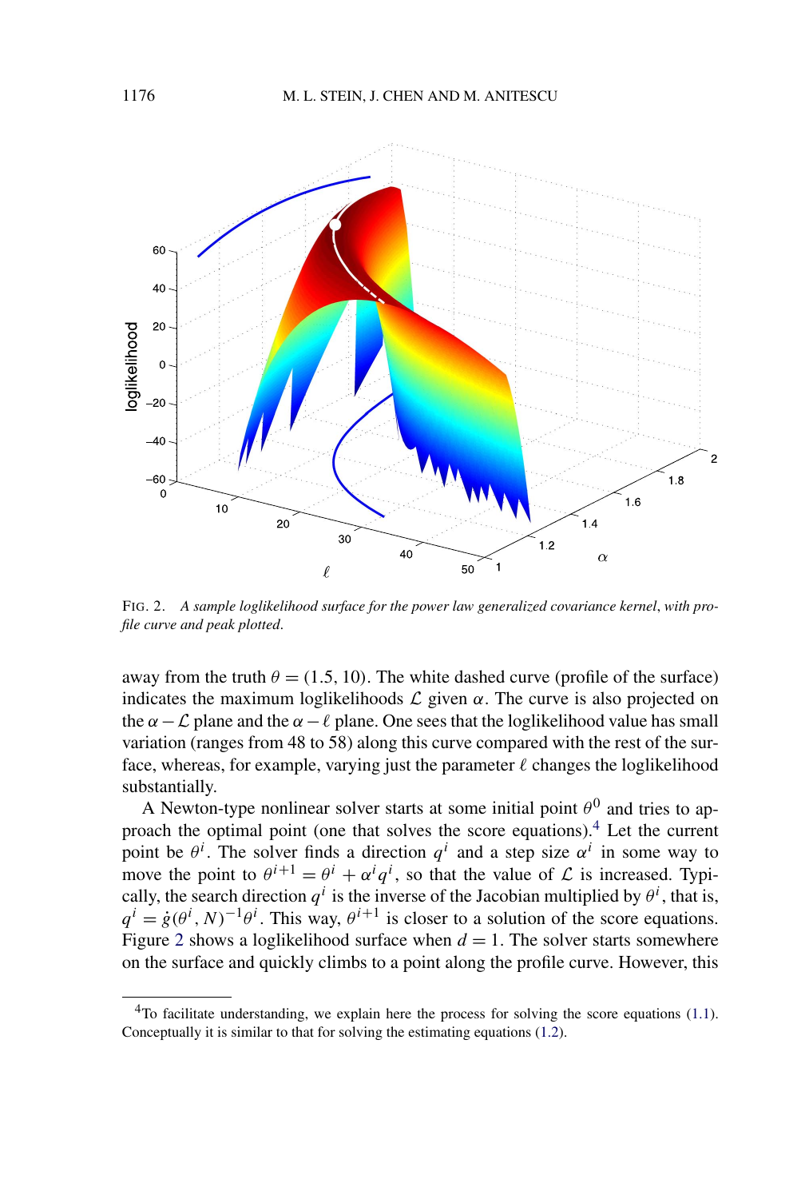FIG. 2. *A sample loglikelihood surface for the power law generalized covariance kernel, with profile curve and peak plotted.*

away from the truth $\theta = (1.5, 10)$. The white dashed curve (profile of the surface) indicates the maximum loglikelihoods $\mathcal{L}$ given $\alpha$. The curve is also projected on the $\alpha - \mathcal{L}$ plane and the $\alpha - \ell$ plane. One sees that the loglikelihood value has small variation (ranges from 48 to 58) along this curve compared with the rest of the surface, whereas, for example, varying just the parameter $\ell$ changes the loglikelihood substantially.

A Newton-type nonlinear solver starts at some initial point $\theta^0$ and tries to approach the optimal point (one that solves the score equations).[4] Let the current point be $\theta^i$. The solver finds a direction $q^i$ and a step size $\alpha^i$ in some way to move the point to $\theta^{i+1} = \theta^i + \alpha^i q^i$, so that the value of $\mathcal{L}$ is increased. Typically, the search direction $q^i$ is the inverse of the Jacobian multiplied by $\theta^i$, that is, $q^i = \dot{g}(\theta^i, N)^{-1}\theta^i$. This way, $\theta^{i+1}$ is closer to a solution of the score equations. Figure 2 shows a loglikelihood surface when $d = 1$. The solver starts somewhere on the surface and quickly climbs to a point along the profile curve. However, this

[4] To facilitate understanding, we explain here the process for solving the score equations (1.1). Conceptually it is similar to that for solving the estimating equations (1.2).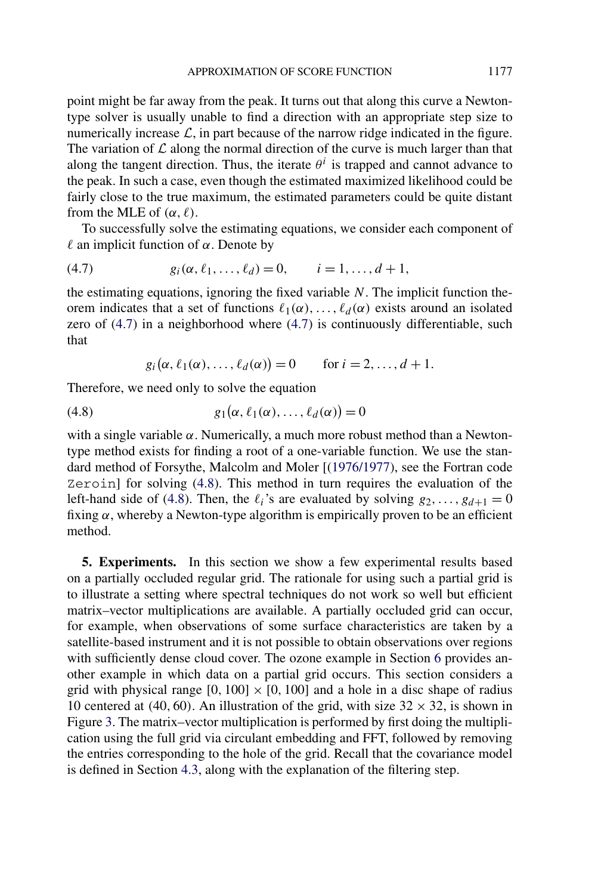point might be far away from the peak. It turns out that along this curve a Newton-type solver is usually unable to find a direction with an appropriate step size to numerically increase $\mathcal{L}$, in part because of the narrow ridge indicated in the figure. The variation of $\mathcal{L}$ along the normal direction of the curve is much larger than that along the tangent direction. Thus, the iterate $\theta^i$ is trapped and cannot advance to the peak. In such a case, even though the estimated maximized likelihood could be fairly close to the true maximum, the estimated parameters could be quite distant from the MLE of $(\alpha, \ell)$.

To successfully solve the estimating equations, we consider each component of $\ell$ an implicit function of $\alpha$. Denote by

$$g_i(\alpha, \ell_1, \dots, \ell_d) = 0, \qquad i = 1, \dots, d+1, \tag{4.7}$$

the estimating equations, ignoring the fixed variable $N$. The implicit function theorem indicates that a set of functions $\ell_1(\alpha), \dots, \ell_d(\alpha)$ exists around an isolated zero of (4.7) in a neighborhood where (4.7) is continuously differentiable, such that

$$g_i(\alpha, \ell_1(\alpha), \dots, \ell_d(\alpha)) = 0 \qquad \text{for } i = 2, \dots, d+1.$$

Therefore, we need only to solve the equation

$$g_1(\alpha, \ell_1(\alpha), \dots, \ell_d(\alpha)) = 0 \tag{4.8}$$

with a single variable $\alpha$. Numerically, a much more robust method than a Newton-type method exists for finding a root of a one-variable function. We use the standard method of Forsythe, Malcolm and Moler [(1976/1977), see the Fortran code `Zeroin`] for solving (4.8). This method in turn requires the evaluation of the left-hand side of (4.8). Then, the $\ell_i$'s are evaluated by solving $g_2, \dots, g_{d+1} = 0$ fixing $\alpha$, whereby a Newton-type algorithm is empirically proven to be an efficient method.

## 5. Experiments.

In this section we show a few experimental results based on a partially occluded regular grid. The rationale for using such a partial grid is to illustrate a setting where spectral techniques do not work so well but efficient matrix–vector multiplications are available. A partially occluded grid can occur, for example, when observations of some surface characteristics are taken by a satellite-based instrument and it is not possible to obtain observations over regions with sufficiently dense cloud cover. The ozone example in Section 6 provides another example in which data on a partial grid occurs. This section considers a grid with physical range $[0, 100] \times [0, 100]$ and a hole in a disc shape of radius 10 centered at $(40, 60)$. An illustration of the grid, with size $32 \times 32$, is shown in Figure 3. The matrix–vector multiplication is performed by first doing the multiplication using the full grid via circulant embedding and FFT, followed by removing the entries corresponding to the hole of the grid. Recall that the covariance model is defined in Section 4.3, along with the explanation of the filtering step.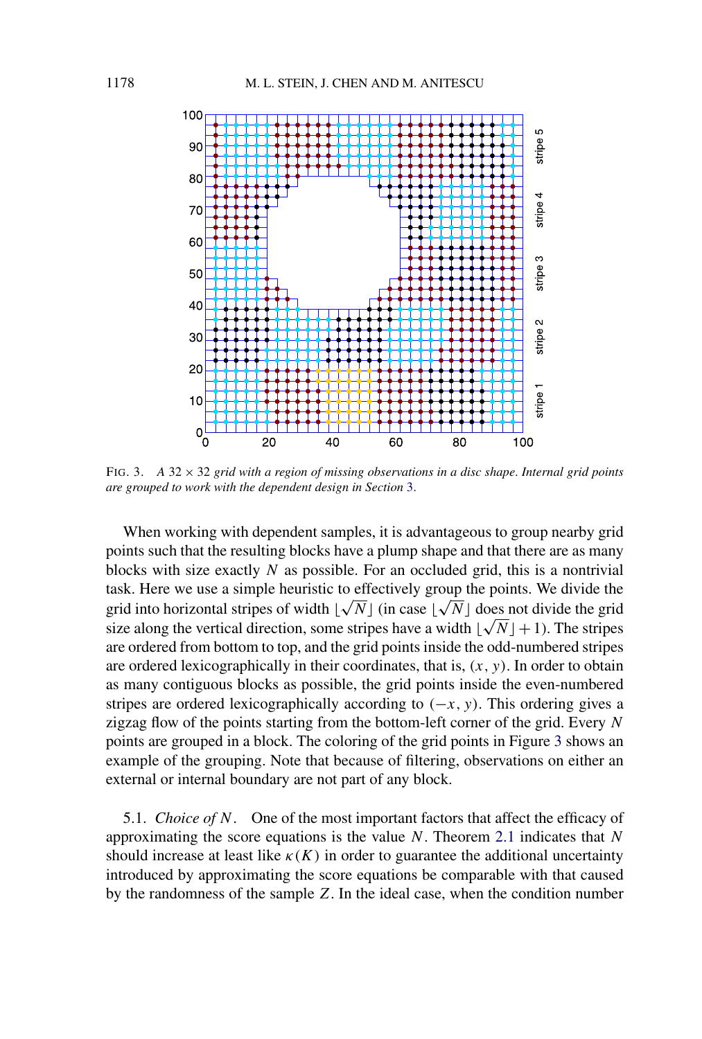FIG. 3. *A* $32 \times 32$ *grid with a region of missing observations in a disc shape. Internal grid points are grouped to work with the dependent design in Section* 3.

When working with dependent samples, it is advantageous to group nearby grid points such that the resulting blocks have a plump shape and that there are as many blocks with size exactly $N$ as possible. For an occluded grid, this is a nontrivial task. Here we use a simple heuristic to effectively group the points. We divide the grid into horizontal stripes of width $\lfloor \sqrt{N} \rfloor$ (in case $\lfloor \sqrt{N} \rfloor$ does not divide the grid size along the vertical direction, some stripes have a width $\lfloor \sqrt{N} \rfloor + 1$). The stripes are ordered from bottom to top, and the grid points inside the odd-numbered stripes are ordered lexicographically in their coordinates, that is, $(x, y)$. In order to obtain as many contiguous blocks as possible, the grid points inside the even-numbered stripes are ordered lexicographically according to $(-x, y)$. This ordering gives a zigzag flow of the points starting from the bottom-left corner of the grid. Every $N$ points are grouped in a block. The coloring of the grid points in Figure 3 shows an example of the grouping. Note that because of filtering, observations on either an external or internal boundary are not part of any block.

5.1. *Choice of $N$.* One of the most important factors that affect the efficacy of approximating the score equations is the value $N$. Theorem 2.1 indicates that $N$ should increase at least like $\kappa(K)$ in order to guarantee the additional uncertainty introduced by approximating the score equations be comparable with that caused by the randomness of the sample $Z$. In the ideal case, when the condition number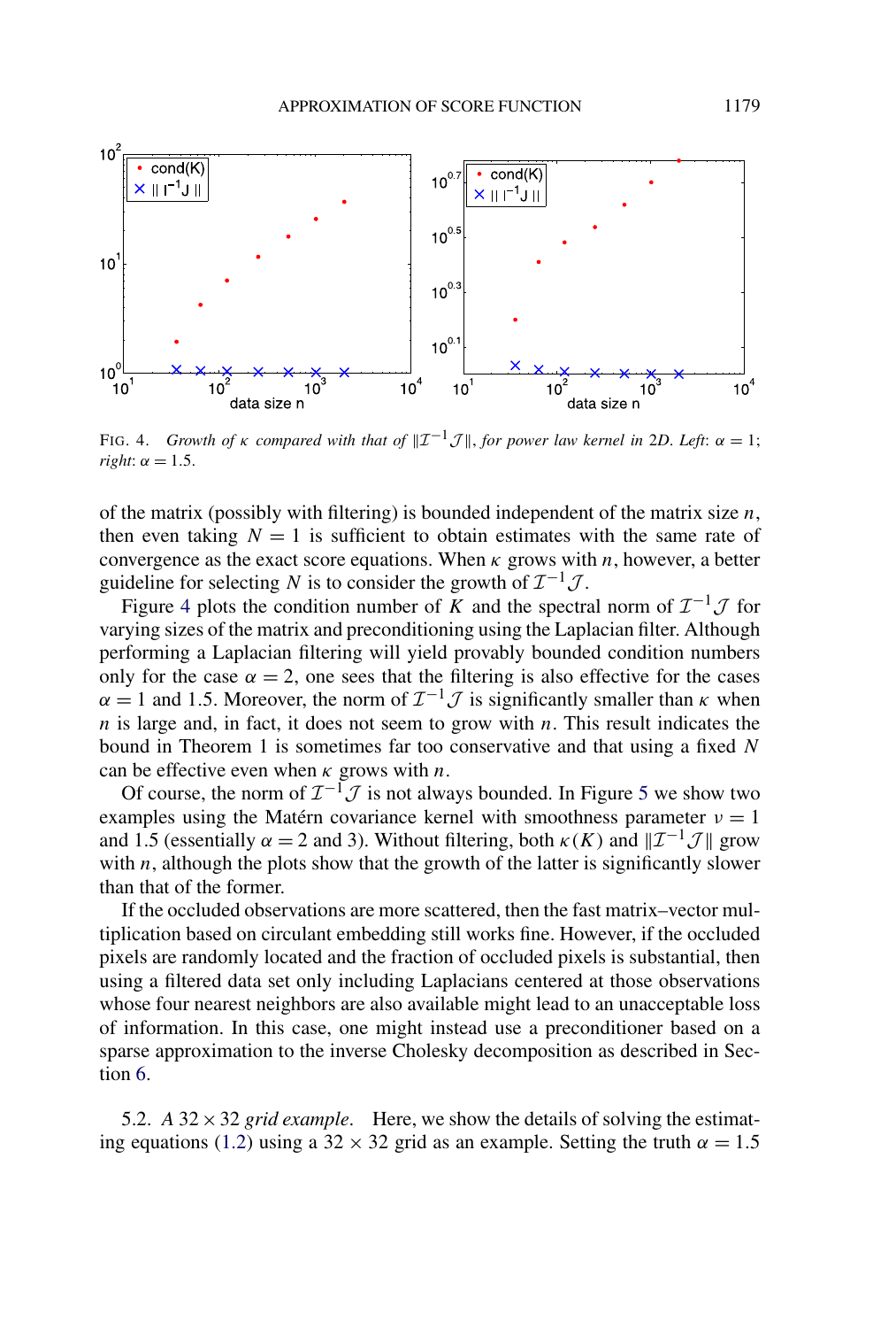FIG. 4. *Growth of* $\kappa$ *compared with that of* $\|\mathcal{I}^{-1}\mathcal{J}\|$, *for power law kernel in* 2*D*. *Left*: $\alpha = 1$; *right*: $\alpha = 1.5$.

of the matrix (possibly with filtering) is bounded independent of the matrix size $n$, then even taking $N = 1$ is sufficient to obtain estimates with the same rate of convergence as the exact score equations. When $\kappa$ grows with $n$, however, a better guideline for selecting $N$ is to consider the growth of $\mathcal{I}^{-1}\mathcal{J}$.

Figure 4 plots the condition number of $K$ and the spectral norm of $\mathcal{I}^{-1}\mathcal{J}$ for varying sizes of the matrix and preconditioning using the Laplacian filter. Although performing a Laplacian filtering will yield provably bounded condition numbers only for the case $\alpha = 2$, one sees that the filtering is also effective for the cases $\alpha = 1$ and 1.5. Moreover, the norm of $\mathcal{I}^{-1}\mathcal{J}$ is significantly smaller than $\kappa$ when $n$ is large and, in fact, it does not seem to grow with $n$. This result indicates the bound in Theorem 1 is sometimes far too conservative and that using a fixed $N$ can be effective even when $\kappa$ grows with $n$.

Of course, the norm of $\mathcal{I}^{-1}\mathcal{J}$ is not always bounded. In Figure 5 we show two examples using the Matérn covariance kernel with smoothness parameter $\nu = 1$ and 1.5 (essentially $\alpha = 2$ and 3). Without filtering, both $\kappa(K)$ and $\|\mathcal{I}^{-1}\mathcal{J}\|$ grow with $n$, although the plots show that the growth of the latter is significantly slower than that of the former.

If the occluded observations are more scattered, then the fast matrix–vector multiplication based on circulant embedding still works fine. However, if the occluded pixels are randomly located and the fraction of occluded pixels is substantial, then using a filtered data set only including Laplacians centered at those observations whose four nearest neighbors are also available might lead to an unacceptable loss of information. In this case, one might instead use a preconditioner based on a sparse approximation to the inverse Cholesky decomposition as described in Section 6.

5.2. *A* $32 \times 32$ *grid example*. Here, we show the details of solving the estimating equations (1.2) using a $32 \times 32$ grid as an example. Setting the truth $\alpha = 1.5$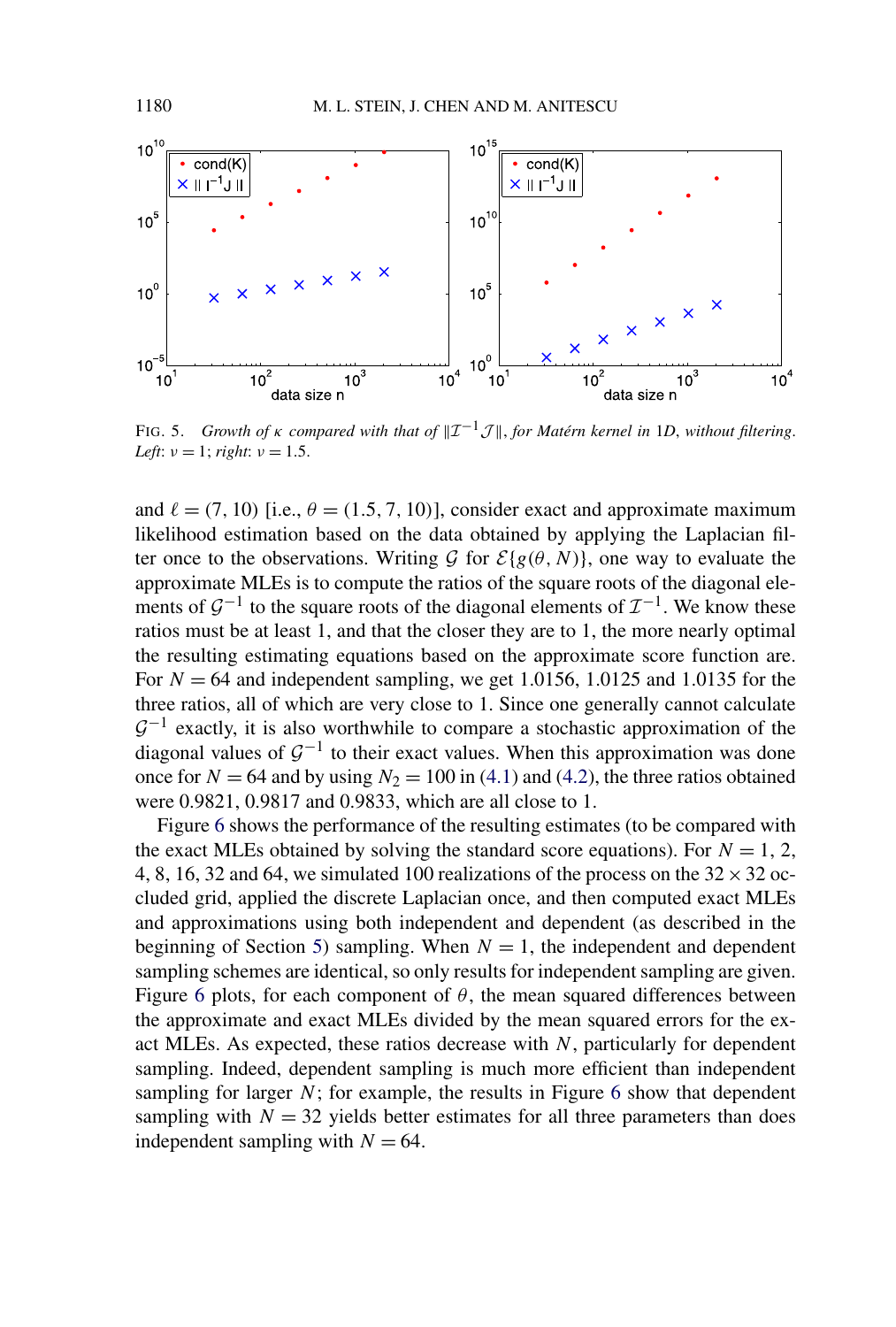FIG. 5. *Growth of* $\kappa$ *compared with that of* $\|\mathcal{I}^{-1}\mathcal{J}\|$, *for Matérn kernel in* 1D, *without filtering. Left*: $\nu = 1$; *right*: $\nu = 1.5$.

and $\ell = (7, 10)$ [i.e., $\theta = (1.5, 7, 10)$], consider exact and approximate maximum likelihood estimation based on the data obtained by applying the Laplacian filter once to the observations. Writing $\mathcal{G}$ for $\mathcal{E}\{g(\theta, N)\}$, one way to evaluate the approximate MLEs is to compute the ratios of the square roots of the diagonal elements of $\mathcal{G}^{-1}$ to the square roots of the diagonal elements of $\mathcal{I}^{-1}$. We know these ratios must be at least 1, and that the closer they are to 1, the more nearly optimal the resulting estimating equations based on the approximate score function are. For $N = 64$ and independent sampling, we get 1.0156, 1.0125 and 1.0135 for the three ratios, all of which are very close to 1. Since one generally cannot calculate $\mathcal{G}^{-1}$ exactly, it is also worthwhile to compare a stochastic approximation of the diagonal values of $\mathcal{G}^{-1}$ to their exact values. When this approximation was done once for $N = 64$ and by using $N_2 = 100$ in (4.1) and (4.2), the three ratios obtained were 0.9821, 0.9817 and 0.9833, which are all close to 1.

Figure 6 shows the performance of the resulting estimates (to be compared with the exact MLEs obtained by solving the standard score equations). For $N = 1$, 2, 4, 8, 16, 32 and 64, we simulated 100 realizations of the process on the $32 \times 32$ occluded grid, applied the discrete Laplacian once, and then computed exact MLEs and approximations using both independent and dependent (as described in the beginning of Section 5) sampling. When $N = 1$, the independent and dependent sampling schemes are identical, so only results for independent sampling are given. Figure 6 plots, for each component of $\theta$, the mean squared differences between the approximate and exact MLEs divided by the mean squared errors for the exact MLEs. As expected, these ratios decrease with $N$, particularly for dependent sampling. Indeed, dependent sampling is much more efficient than independent sampling for larger $N$; for example, the results in Figure 6 show that dependent sampling with $N = 32$ yields better estimates for all three parameters than does independent sampling with $N = 64$.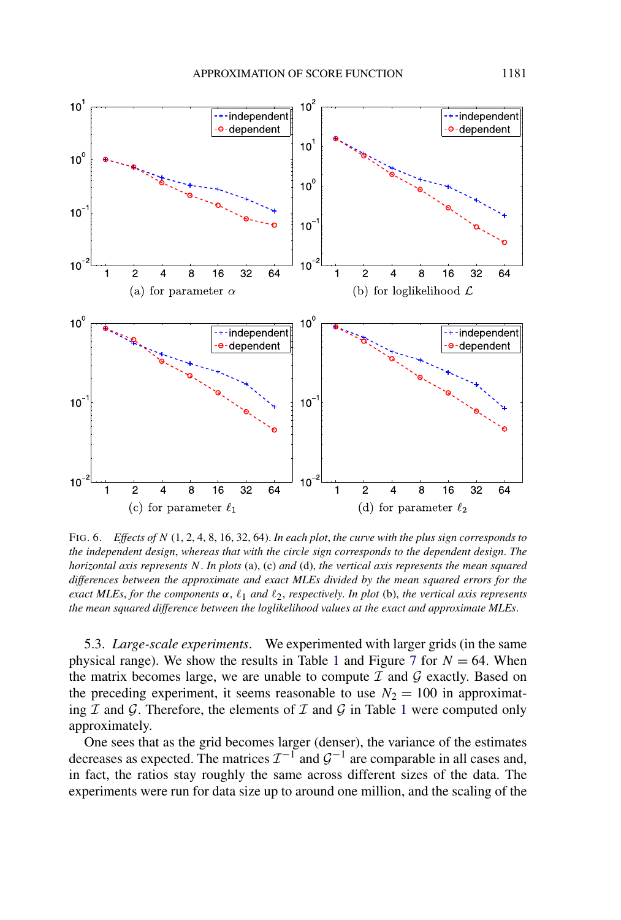FIG. 6. *Effects of $N$ (1, 2, 4, 8, 16, 32, 64). In each plot, the curve with the plus sign corresponds to the independent design, whereas that with the circle sign corresponds to the dependent design. The horizontal axis represents $N$. In plots* (a), (c) *and* (d), *the vertical axis represents the mean squared differences between the approximate and exact MLEs divided by the mean squared errors for the exact MLEs, for the components $\alpha$, $\ell_1$ and $\ell_2$, respectively. In plot* (b), *the vertical axis represents the mean squared difference between the loglikelihood values at the exact and approximate MLEs.*

5.3. *Large-scale experiments*. We experimented with larger grids (in the same physical range). We show the results in Table 1 and Figure 7 for $N = 64$. When the matrix becomes large, we are unable to compute $\mathcal{I}$ and $\mathcal{G}$ exactly. Based on the preceding experiment, it seems reasonable to use $N_2 = 100$ in approximating $\mathcal{I}$ and $\mathcal{G}$. Therefore, the elements of $\mathcal{I}$ and $\mathcal{G}$ in Table 1 were computed only approximately.

One sees that as the grid becomes larger (denser), the variance of the estimates decreases as expected. The matrices $\mathcal{I}^{-1}$ and $\mathcal{G}^{-1}$ are comparable in all cases and, in fact, the ratios stay roughly the same across different sizes of the data. The experiments were run for data size up to around one million, and the scaling of the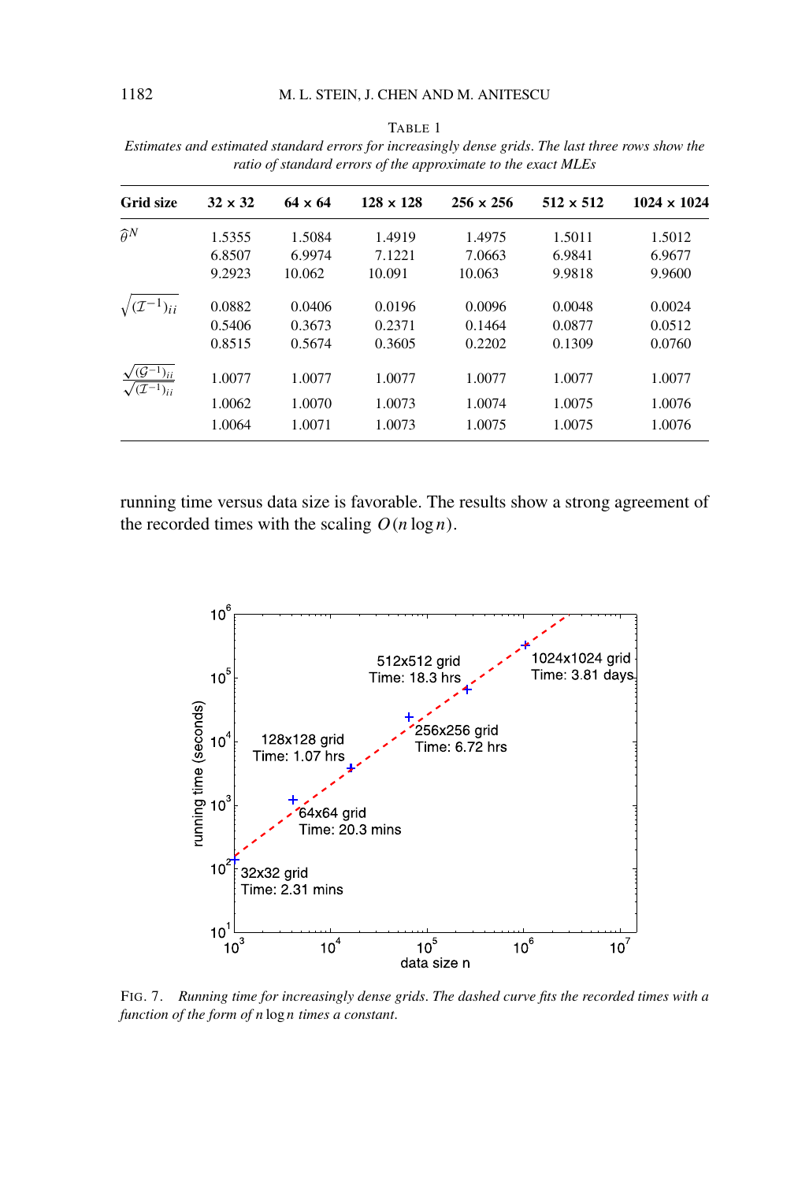TABLE 1

*Estimates and estimated standard errors for increasingly dense grids. The last three rows show the ratio of standard errors of the approximate to the exact MLEs*

| Grid size | 32 x 32 | 64 x 64 | 128 x 128 | 256 x 256 | 512 x 512 | 1024 x 1024 |
|---|---|---|---|---|---|---|
| $\widehat{\theta}^N$ | 1.5355 | 1.5084 | 1.4919 | 1.4975 | 1.5011 | 1.5012 |
| | 6.8507 | 6.9974 | 7.1221 | 7.0663 | 6.9841 | 6.9677 |
| | 9.2923 | 10.062 | 10.091 | 10.063 | 9.9818 | 9.9600 |
| $\sqrt{(\mathcal{I}^{-1})_{ii}}$ | 0.0882 | 0.0406 | 0.0196 | 0.0096 | 0.0048 | 0.0024 |
| | 0.5406 | 0.3673 | 0.2371 | 0.1464 | 0.0877 | 0.0512 |
| | 0.8515 | 0.5674 | 0.3605 | 0.2202 | 0.1309 | 0.0760 |
| $\frac{\sqrt{(\mathcal{G}^{-1})_{ii}}}{\sqrt{(\mathcal{I}^{-1})_{ii}}}$ | 1.0077 | 1.0077 | 1.0077 | 1.0077 | 1.0077 | 1.0077 |
| | 1.0062 | 1.0070 | 1.0073 | 1.0074 | 1.0075 | 1.0076 |
| | 1.0064 | 1.0071 | 1.0073 | 1.0075 | 1.0075 | 1.0076 |

running time versus data size is favorable. The results show a strong agreement of the recorded times with the scaling $O(n \log n)$.

FIG. 7. *Running time for increasingly dense grids. The dashed curve fits the recorded times with a function of the form of* $n \log n$ *times a constant.*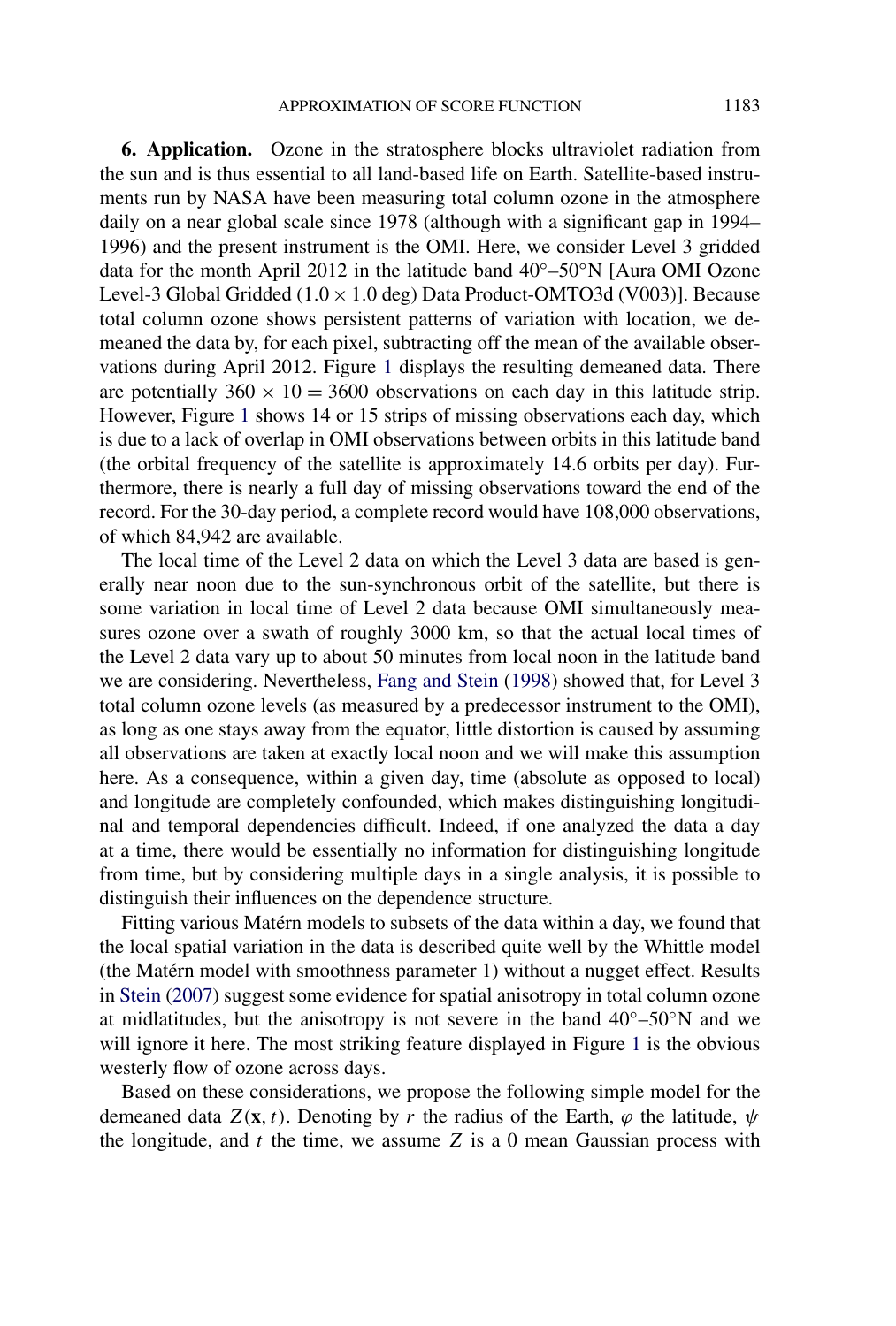**6. Application.** Ozone in the stratosphere blocks ultraviolet radiation from the sun and is thus essential to all land-based life on Earth. Satellite-based instruments run by NASA have been measuring total column ozone in the atmosphere daily on a near global scale since 1978 (although with a significant gap in 1994–1996) and the present instrument is the OMI. Here, we consider Level 3 gridded data for the month April 2012 in the latitude band 40°–50°N [Aura OMI Ozone Level-3 Global Gridded ($1.0 \times 1.0$ deg) Data Product-OMTO3d (V003)]. Because total column ozone shows persistent patterns of variation with location, we demeaned the data by, for each pixel, subtracting off the mean of the available observations during April 2012. Figure 1 displays the resulting demeaned data. There are potentially $360 \times 10 = 3600$ observations on each day in this latitude strip. However, Figure 1 shows 14 or 15 strips of missing observations each day, which is due to a lack of overlap in OMI observations between orbits in this latitude band (the orbital frequency of the satellite is approximately 14.6 orbits per day). Furthermore, there is nearly a full day of missing observations toward the end of the record. For the 30-day period, a complete record would have 108,000 observations, of which 84,942 are available.

The local time of the Level 2 data on which the Level 3 data are based is generally near noon due to the sun-synchronous orbit of the satellite, but there is some variation in local time of Level 2 data because OMI simultaneously measures ozone over a swath of roughly 3000 km, so that the actual local times of the Level 2 data vary up to about 50 minutes from local noon in the latitude band we are considering. Nevertheless, Fang and Stein (1998) showed that, for Level 3 total column ozone levels (as measured by a predecessor instrument to the OMI), as long as one stays away from the equator, little distortion is caused by assuming all observations are taken at exactly local noon and we will make this assumption here. As a consequence, within a given day, time (absolute as opposed to local) and longitude are completely confounded, which makes distinguishing longitudinal and temporal dependencies difficult. Indeed, if one analyzed the data a day at a time, there would be essentially no information for distinguishing longitude from time, but by considering multiple days in a single analysis, it is possible to distinguish their influences on the dependence structure.

Fitting various Matérn models to subsets of the data within a day, we found that the local spatial variation in the data is described quite well by the Whittle model (the Matérn model with smoothness parameter 1) without a nugget effect. Results in Stein (2007) suggest some evidence for spatial anisotropy in total column ozone at midlatitudes, but the anisotropy is not severe in the band 40°–50°N and we will ignore it here. The most striking feature displayed in Figure 1 is the obvious westerly flow of ozone across days.

Based on these considerations, we propose the following simple model for the demeaned data $Z(\mathbf{x}, t)$. Denoting by $r$ the radius of the Earth, $\varphi$ the latitude, $\psi$ the longitude, and $t$ the time, we assume $Z$ is a 0 mean Gaussian process with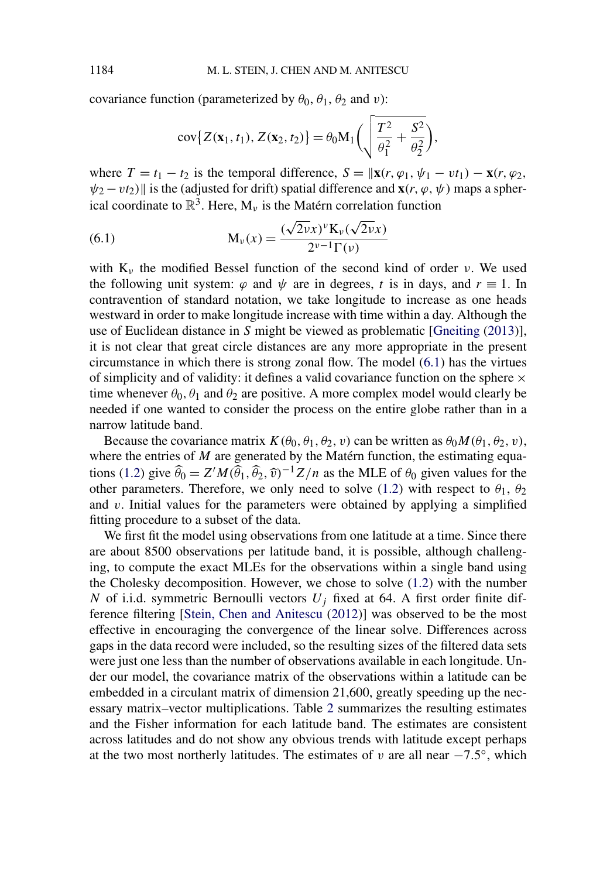covariance function (parameterized by $\theta_0$, $\theta_1$, $\theta_2$ and $v$):

$$\operatorname{cov}\{Z(\mathbf{x}_1, t_1), Z(\mathbf{x}_2, t_2)\} = \theta_0 \mathrm{M}_1\left(\sqrt{\frac{T^2}{\theta_1^2} + \frac{S^2}{\theta_2^2}}\right),$$

where $T = t_1 - t_2$ is the temporal difference, $S = \|\mathbf{x}(r, \varphi_1, \psi_1 - vt_1) - \mathbf{x}(r, \varphi_2, \psi_2 - vt_2)\|$ is the (adjusted for drift) spatial difference and $\mathbf{x}(r, \varphi, \psi)$ maps a spherical coordinate to $\mathbb{R}^3$. Here, $\mathrm{M}_\nu$ is the Matérn correlation function

$$\mathrm{M}_\nu(x) = \frac{(\sqrt{2\nu}x)^\nu \mathrm{K}_\nu(\sqrt{2\nu}x)}{2^{\nu-1}\Gamma(\nu)} \tag{6.1}$$

with $\mathrm{K}_\nu$ the modified Bessel function of the second kind of order $\nu$. We used the following unit system: $\varphi$ and $\psi$ are in degrees, $t$ is in days, and $r \equiv 1$. In contravention of standard notation, we take longitude to increase as one heads westward in order to make longitude increase with time within a day. Although the use of Euclidean distance in $S$ might be viewed as problematic [Gneiting (2013)], it is not clear that great circle distances are any more appropriate in the present circumstance in which there is strong zonal flow. The model (6.1) has the virtues of simplicity and of validity: it defines a valid covariance function on the sphere × time whenever $\theta_0$, $\theta_1$ and $\theta_2$ are positive. A more complex model would clearly be needed if one wanted to consider the process on the entire globe rather than in a narrow latitude band.

Because the covariance matrix $K(\theta_0, \theta_1, \theta_2, v)$ can be written as $\theta_0 M(\theta_1, \theta_2, v)$, where the entries of $M$ are generated by the Matérn function, the estimating equations (1.2) give $\widehat{\theta}_0 = Z' M(\widehat{\theta}_1, \widehat{\theta}_2, \widehat{v})^{-1} Z/n$ as the MLE of $\theta_0$ given values for the other parameters. Therefore, we only need to solve (1.2) with respect to $\theta_1$, $\theta_2$ and $v$. Initial values for the parameters were obtained by applying a simplified fitting procedure to a subset of the data.

We first fit the model using observations from one latitude at a time. Since there are about 8500 observations per latitude band, it is possible, although challenging, to compute the exact MLEs for the observations within a single band using the Cholesky decomposition. However, we chose to solve (1.2) with the number $N$ of i.i.d. symmetric Bernoulli vectors $U_j$ fixed at 64. A first order finite difference filtering [Stein, Chen and Anitescu (2012)] was observed to be the most effective in encouraging the convergence of the linear solve. Differences across gaps in the data record were included, so the resulting sizes of the filtered data sets were just one less than the number of observations available in each longitude. Under our model, the covariance matrix of the observations within a latitude can be embedded in a circulant matrix of dimension 21,600, greatly speeding up the necessary matrix–vector multiplications. Table 2 summarizes the resulting estimates and the Fisher information for each latitude band. The estimates are consistent across latitudes and do not show any obvious trends with latitude except perhaps at the two most northerly latitudes. The estimates of $v$ are all near $-7.5°$, which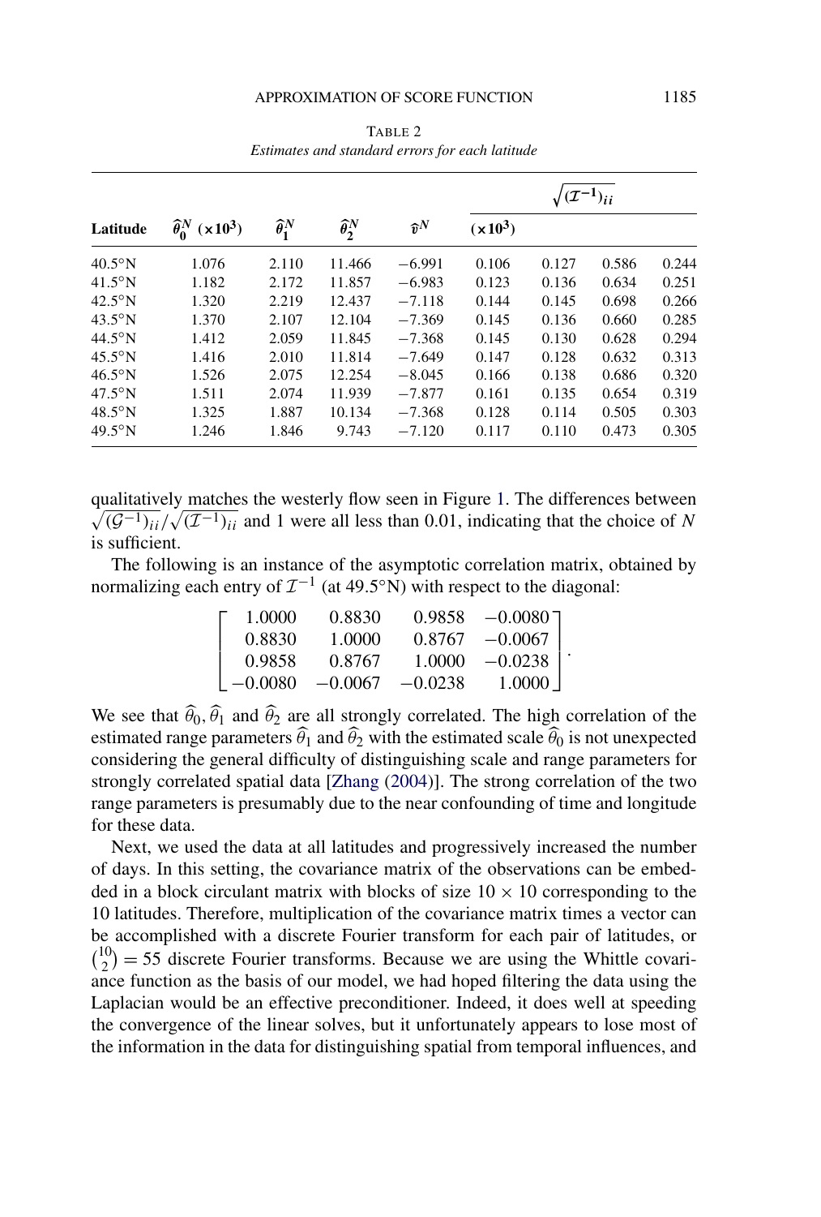TABLE 2
*Estimates and standard errors for each latitude*

| Latitude | $\widehat{\theta}_0^N$ ($\times 10^3$) | $\widehat{\theta}_1^N$ | $\widehat{\theta}_2^N$ | $\widehat{v}^N$ | $\sqrt{(\mathcal{I}^{-1})_{ii}}$ ($\times 10^3$) | | | |
|---|---|---|---|---|---|---|---|---|
| 40.5°N | 1.076 | 2.110 | 11.466 | −6.991 | 0.106 | 0.127 | 0.586 | 0.244 |
| 41.5°N | 1.182 | 2.172 | 11.857 | −6.983 | 0.123 | 0.136 | 0.634 | 0.251 |
| 42.5°N | 1.320 | 2.219 | 12.437 | −7.118 | 0.144 | 0.145 | 0.698 | 0.266 |
| 43.5°N | 1.370 | 2.107 | 12.104 | −7.369 | 0.145 | 0.136 | 0.660 | 0.285 |
| 44.5°N | 1.412 | 2.059 | 11.845 | −7.368 | 0.145 | 0.130 | 0.628 | 0.294 |
| 45.5°N | 1.416 | 2.010 | 11.814 | −7.649 | 0.147 | 0.128 | 0.632 | 0.313 |
| 46.5°N | 1.526 | 2.075 | 12.254 | −8.045 | 0.166 | 0.138 | 0.686 | 0.320 |
| 47.5°N | 1.511 | 2.074 | 11.939 | −7.877 | 0.161 | 0.135 | 0.654 | 0.319 |
| 48.5°N | 1.325 | 1.887 | 10.134 | −7.368 | 0.128 | 0.114 | 0.505 | 0.303 |
| 49.5°N | 1.246 | 1.846 | 9.743 | −7.120 | 0.117 | 0.110 | 0.473 | 0.305 |

qualitatively matches the westerly flow seen in Figure 1. The differences between $\sqrt{(\mathcal{G}^{-1})_{ii}}/\sqrt{(\mathcal{I}^{-1})_{ii}}$ and 1 were all less than 0.01, indicating that the choice of $N$ is sufficient.

The following is an instance of the asymptotic correlation matrix, obtained by normalizing each entry of $\mathcal{I}^{-1}$ (at 49.5°N) with respect to the diagonal:

$$\begin{bmatrix} 1.0000 & 0.8830 & 0.9858 & -0.0080 \\ 0.8830 & 1.0000 & 0.8767 & -0.0067 \\ 0.9858 & 0.8767 & 1.0000 & -0.0238 \\ -0.0080 & -0.0067 & -0.0238 & 1.0000 \end{bmatrix}.$$

We see that $\widehat{\theta}_0$, $\widehat{\theta}_1$ and $\widehat{\theta}_2$ are all strongly correlated. The high correlation of the estimated range parameters $\widehat{\theta}_1$ and $\widehat{\theta}_2$ with the estimated scale $\widehat{\theta}_0$ is not unexpected considering the general difficulty of distinguishing scale and range parameters for strongly correlated spatial data [Zhang (2004)]. The strong correlation of the two range parameters is presumably due to the near confounding of time and longitude for these data.

Next, we used the data at all latitudes and progressively increased the number of days. In this setting, the covariance matrix of the observations can be embedded in a block circulant matrix with blocks of size $10 \times 10$ corresponding to the 10 latitudes. Therefore, multiplication of the covariance matrix times a vector can be accomplished with a discrete Fourier transform for each pair of latitudes, or $\binom{10}{2} = 55$ discrete Fourier transforms. Because we are using the Whittle covariance function as the basis of our model, we had hoped filtering the data using the Laplacian would be an effective preconditioner. Indeed, it does well at speeding the convergence of the linear solves, but it unfortunately appears to lose most of the information in the data for distinguishing spatial from temporal influences, and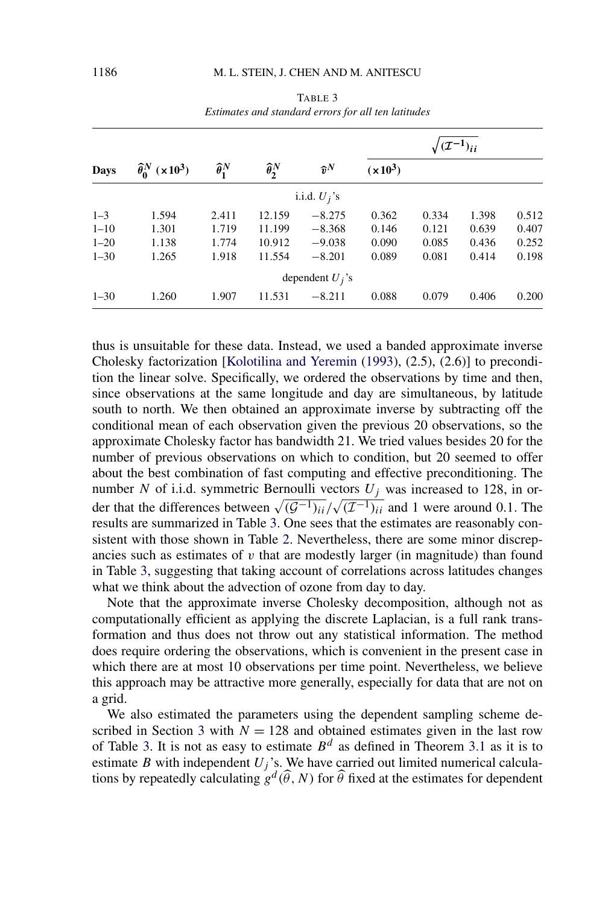TABLE 3

*Estimates and standard errors for all ten latitudes*

| Days | $\widehat{\theta}_0^N$ ($\times 10^3$) | $\widehat{\theta}_1^N$ | $\widehat{\theta}_2^N$ | $\widehat{v}^N$ | $\sqrt{(\mathcal{I}^{-1})_{ii}}$ ($\times 10^3$) | | | |
|---|---|---|---|---|---|---|---|---|
| | | | | i.i.d. $U_j$'s | | | | |
| 1–3 | 1.594 | 2.411 | 12.159 | −8.275 | 0.362 | 0.334 | 1.398 | 0.512 |
| 1–10 | 1.301 | 1.719 | 11.199 | −8.368 | 0.146 | 0.121 | 0.639 | 0.407 |
| 1–20 | 1.138 | 1.774 | 10.912 | −9.038 | 0.090 | 0.085 | 0.436 | 0.252 |
| 1–30 | 1.265 | 1.918 | 11.554 | −8.201 | 0.089 | 0.081 | 0.414 | 0.198 |
| | | | | dependent $U_j$'s | | | | |
| 1–30 | 1.260 | 1.907 | 11.531 | −8.211 | 0.088 | 0.079 | 0.406 | 0.200 |

thus is unsuitable for these data. Instead, we used a banded approximate inverse Cholesky factorization [Kolotilina and Yeremin (1993), (2.5), (2.6)] to precondition the linear solve. Specifically, we ordered the observations by time and then, since observations at the same longitude and day are simultaneous, by latitude south to north. We then obtained an approximate inverse by subtracting off the conditional mean of each observation given the previous 20 observations, so the approximate Cholesky factor has bandwidth 21. We tried values besides 20 for the number of previous observations on which to condition, but 20 seemed to offer about the best combination of fast computing and effective preconditioning. The number $N$ of i.i.d. symmetric Bernoulli vectors $U_j$ was increased to 128, in order that the differences between $\sqrt{(\mathcal{G}^{-1})_{ii}}/\sqrt{(\mathcal{I}^{-1})_{ii}}$ and 1 were around 0.1. The results are summarized in Table 3. One sees that the estimates are reasonably consistent with those shown in Table 2. Nevertheless, there are some minor discrepancies such as estimates of $v$ that are modestly larger (in magnitude) than found in Table 3, suggesting that taking account of correlations across latitudes changes what we think about the advection of ozone from day to day.

Note that the approximate inverse Cholesky decomposition, although not as computationally efficient as applying the discrete Laplacian, is a full rank transformation and thus does not throw out any statistical information. The method does require ordering the observations, which is convenient in the present case in which there are at most 10 observations per time point. Nevertheless, we believe this approach may be attractive more generally, especially for data that are not on a grid.

We also estimated the parameters using the dependent sampling scheme described in Section 3 with $N = 128$ and obtained estimates given in the last row of Table 3. It is not as easy to estimate $B^d$ as defined in Theorem 3.1 as it is to estimate $B$ with independent $U_j$'s. We have carried out limited numerical calculations by repeatedly calculating $g^d(\widehat{\theta}, N)$ for $\widehat{\theta}$ fixed at the estimates for dependent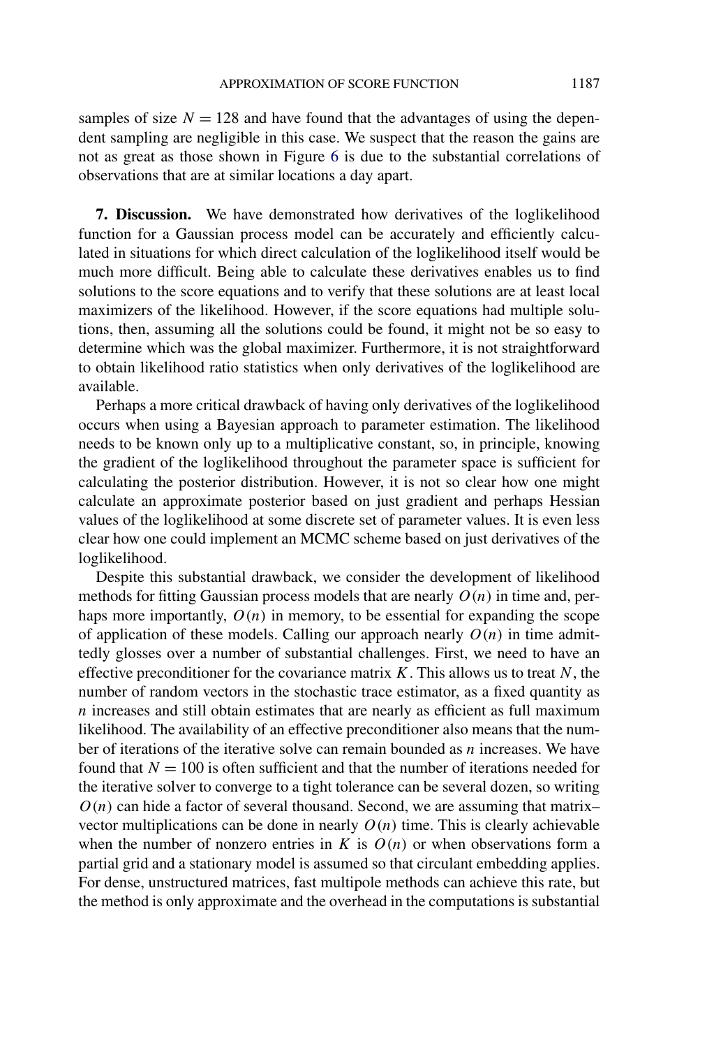samples of size $N = 128$ and have found that the advantages of using the dependent sampling are negligible in this case. We suspect that the reason the gains are not as great as those shown in Figure 6 is due to the substantial correlations of observations that are at similar locations a day apart.

**7. Discussion.** We have demonstrated how derivatives of the loglikelihood function for a Gaussian process model can be accurately and efficiently calculated in situations for which direct calculation of the loglikelihood itself would be much more difficult. Being able to calculate these derivatives enables us to find solutions to the score equations and to verify that these solutions are at least local maximizers of the likelihood. However, if the score equations had multiple solutions, then, assuming all the solutions could be found, it might not be so easy to determine which was the global maximizer. Furthermore, it is not straightforward to obtain likelihood ratio statistics when only derivatives of the loglikelihood are available.

Perhaps a more critical drawback of having only derivatives of the loglikelihood occurs when using a Bayesian approach to parameter estimation. The likelihood needs to be known only up to a multiplicative constant, so, in principle, knowing the gradient of the loglikelihood throughout the parameter space is sufficient for calculating the posterior distribution. However, it is not so clear how one might calculate an approximate posterior based on just gradient and perhaps Hessian values of the loglikelihood at some discrete set of parameter values. It is even less clear how one could implement an MCMC scheme based on just derivatives of the loglikelihood.

Despite this substantial drawback, we consider the development of likelihood methods for fitting Gaussian process models that are nearly $O(n)$ in time and, perhaps more importantly, $O(n)$ in memory, to be essential for expanding the scope of application of these models. Calling our approach nearly $O(n)$ in time admittedly glosses over a number of substantial challenges. First, we need to have an effective preconditioner for the covariance matrix $K$. This allows us to treat $N$, the number of random vectors in the stochastic trace estimator, as a fixed quantity as $n$ increases and still obtain estimates that are nearly as efficient as full maximum likelihood. The availability of an effective preconditioner also means that the number of iterations of the iterative solve can remain bounded as $n$ increases. We have found that $N = 100$ is often sufficient and that the number of iterations needed for the iterative solver to converge to a tight tolerance can be several dozen, so writing $O(n)$ can hide a factor of several thousand. Second, we are assuming that matrix–vector multiplications can be done in nearly $O(n)$ time. This is clearly achievable when the number of nonzero entries in $K$ is $O(n)$ or when observations form a partial grid and a stationary model is assumed so that circulant embedding applies. For dense, unstructured matrices, fast multipole methods can achieve this rate, but the method is only approximate and the overhead in the computations is substantial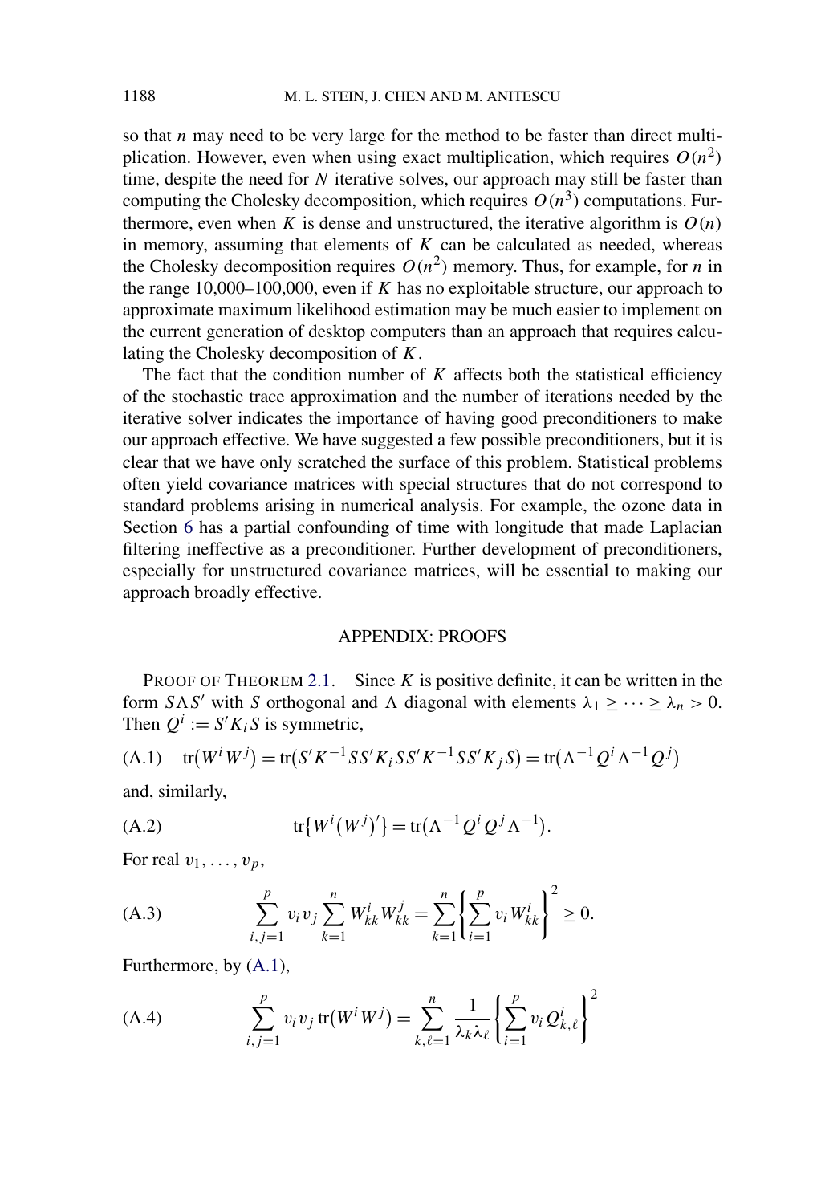so that $n$ may need to be very large for the method to be faster than direct multiplication. However, even when using exact multiplication, which requires $O(n^2)$ time, despite the need for $N$ iterative solves, our approach may still be faster than computing the Cholesky decomposition, which requires $O(n^3)$ computations. Furthermore, even when $K$ is dense and unstructured, the iterative algorithm is $O(n)$ in memory, assuming that elements of $K$ can be calculated as needed, whereas the Cholesky decomposition requires $O(n^2)$ memory. Thus, for example, for $n$ in the range 10,000–100,000, even if $K$ has no exploitable structure, our approach to approximate maximum likelihood estimation may be much easier to implement on the current generation of desktop computers than an approach that requires calculating the Cholesky decomposition of $K$.

The fact that the condition number of $K$ affects both the statistical efficiency of the stochastic trace approximation and the number of iterations needed by the iterative solver indicates the importance of having good preconditioners to make our approach effective. We have suggested a few possible preconditioners, but it is clear that we have only scratched the surface of this problem. Statistical problems often yield covariance matrices with special structures that do not correspond to standard problems arising in numerical analysis. For example, the ozone data in Section 6 has a partial confounding of time with longitude that made Laplacian filtering ineffective as a preconditioner. Further development of preconditioners, especially for unstructured covariance matrices, will be essential to making our approach broadly effective.

## APPENDIX: PROOFS

PROOF OF THEOREM 2.1. Since $K$ is positive definite, it can be written in the form $S\Lambda S'$ with $S$ orthogonal and $\Lambda$ diagonal with elements $\lambda_1 \geq \cdots \geq \lambda_n > 0$. Then $Q^i := S'K_iS$ is symmetric,

$$\text{(A.1)} \quad \operatorname{tr}(W^iW^j) = \operatorname{tr}(S'K^{-1}SS'K_iSS'K^{-1}SS'K_jS) = \operatorname{tr}(\Lambda^{-1}Q^i\Lambda^{-1}Q^j)$$

and, similarly,

$$\text{(A.2)} \quad \operatorname{tr}\{W^i(W^j)'\} = \operatorname{tr}(\Lambda^{-1}Q^iQ^j\Lambda^{-1}).$$

For real $v_1, \ldots, v_p$,

$$\text{(A.3)} \quad \sum_{i,j=1}^{p} v_iv_j \sum_{k=1}^{n} W_{kk}^i W_{kk}^j = \sum_{k=1}^{n} \left\{ \sum_{i=1}^{p} v_i W_{kk}^i \right\}^2 \geq 0.$$

Furthermore, by (A.1),

$$\text{(A.4)} \quad \sum_{i,j=1}^{p} v_iv_j \operatorname{tr}(W^iW^j) = \sum_{k,\ell=1}^{n} \frac{1}{\lambda_k\lambda_\ell} \left\{ \sum_{i=1}^{p} v_i Q_{k,\ell}^i \right\}^2$$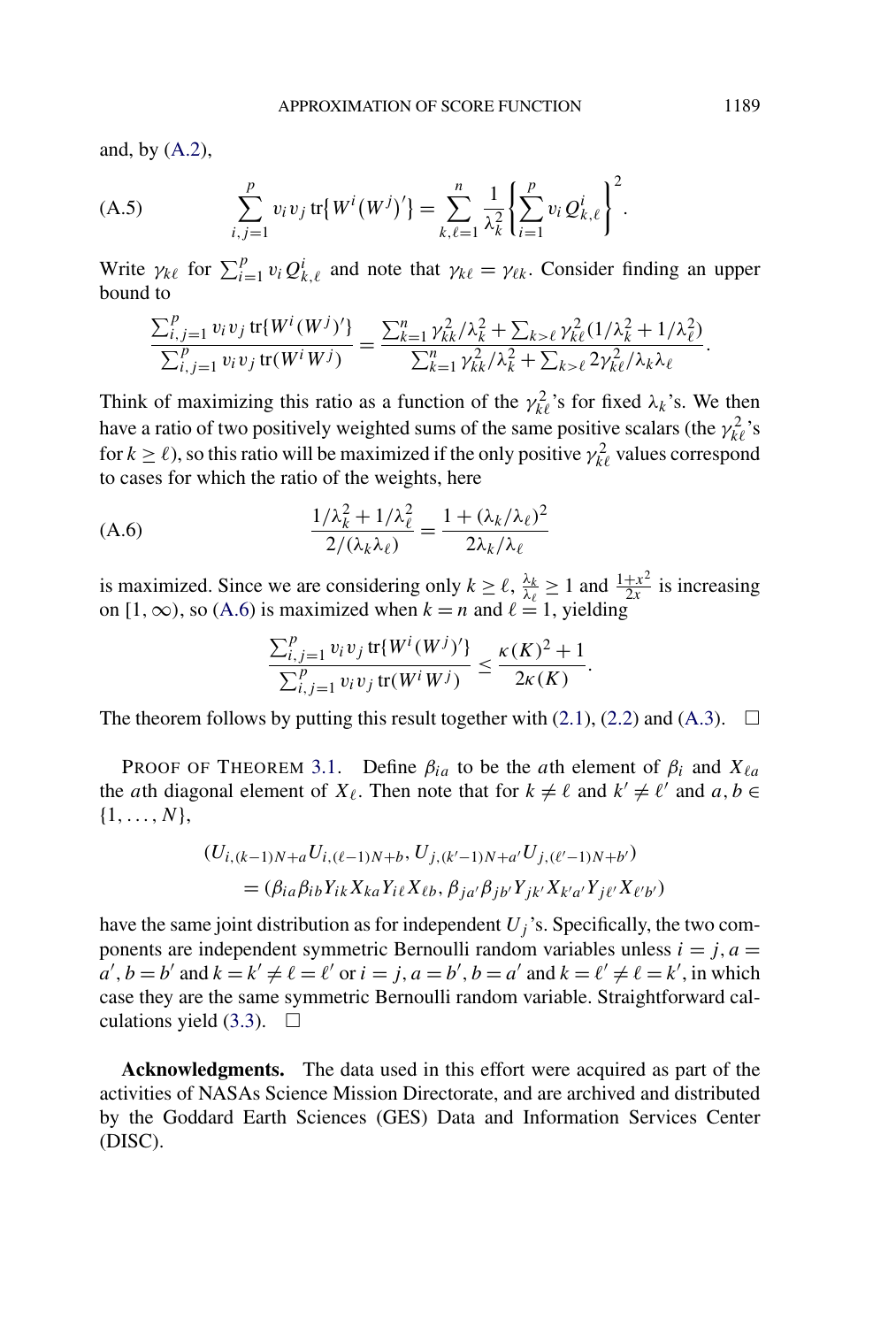and, by (A.2),

$$\sum_{i,j=1}^{p} v_i v_j \operatorname{tr}\{W^i (W^j)'\} = \sum_{k,\ell=1}^{n} \frac{1}{\lambda_k^2} \left\{ \sum_{i=1}^{p} v_i Q_{k,\ell}^i \right\}^2. \tag{A.5}$$

Write $\gamma_{k\ell}$ for $\sum_{i=1}^{p} v_i Q_{k,\ell}^i$ and note that $\gamma_{k\ell} = \gamma_{\ell k}$. Consider finding an upper bound to

$$\frac{\sum_{i,j=1}^{p} v_i v_j \operatorname{tr}\{W^i (W^j)'\}}{\sum_{i,j=1}^{p} v_i v_j \operatorname{tr}(W^i W^j)} = \frac{\sum_{k=1}^{n} \gamma_{kk}^2/\lambda_k^2 + \sum_{k>\ell} \gamma_{k\ell}^2 (1/\lambda_k^2 + 1/\lambda_\ell^2)}{\sum_{k=1}^{n} \gamma_{kk}^2/\lambda_k^2 + \sum_{k>\ell} 2\gamma_{k\ell}^2/\lambda_k \lambda_\ell}.$$

Think of maximizing this ratio as a function of the $\gamma_{k\ell}^2$'s for fixed $\lambda_k$'s. We then have a ratio of two positively weighted sums of the same positive scalars (the $\gamma_{k\ell}^2$'s for $k \geq \ell$), so this ratio will be maximized if the only positive $\gamma_{k\ell}^2$ values correspond to cases for which the ratio of the weights, here

$$\frac{1/\lambda_k^2 + 1/\lambda_\ell^2}{2/(\lambda_k \lambda_\ell)} = \frac{1 + (\lambda_k/\lambda_\ell)^2}{2\lambda_k/\lambda_\ell} \tag{A.6}$$

is maximized. Since we are considering only $k \geq \ell$, $\frac{\lambda_k}{\lambda_\ell} \geq 1$ and $\frac{1+x^2}{2x}$ is increasing on $[1, \infty)$, so (A.6) is maximized when $k = n$ and $\ell = 1$, yielding

$$\frac{\sum_{i,j=1}^{p} v_i v_j \operatorname{tr}\{W^i (W^j)'\}}{\sum_{i,j=1}^{p} v_i v_j \operatorname{tr}(W^i W^j)} \leq \frac{\kappa(K)^2 + 1}{2\kappa(K)}.$$

The theorem follows by putting this result together with (2.1), (2.2) and (A.3). $\square$

PROOF OF THEOREM 3.1. Define $\beta_{ia}$ to be the $a$th element of $\beta_i$ and $X_{\ell a}$ the $a$th diagonal element of $X_\ell$. Then note that for $k \neq \ell$ and $k' \neq \ell'$ and $a, b \in \{1, \ldots, N\}$,

$$\begin{aligned}
&(U_{i,(k-1)N+a} U_{i,(\ell-1)N+b}, U_{j,(k'-1)N+a'} U_{j,(\ell'-1)N+b'}) \\
&\quad = (\beta_{ia}\beta_{ib} Y_{ik} X_{ka} Y_{i\ell} X_{\ell b}, \beta_{ja'}\beta_{jb'} Y_{jk'} X_{k'a'} Y_{j\ell'} X_{\ell' b'})
\end{aligned}$$

have the same joint distribution as for independent $U_j$'s. Specifically, the two components are independent symmetric Bernoulli random variables unless $i = j, a = a', b = b'$ and $k = k' \neq \ell = \ell'$ or $i = j, a = b', b = a'$ and $k = \ell' \neq \ell = k'$, in which case they are the same symmetric Bernoulli random variable. Straightforward calculations yield (3.3). $\square$

**Acknowledgments.** The data used in this effort were acquired as part of the activities of NASAs Science Mission Directorate, and are archived and distributed by the Goddard Earth Sciences (GES) Data and Information Services Center (DISC).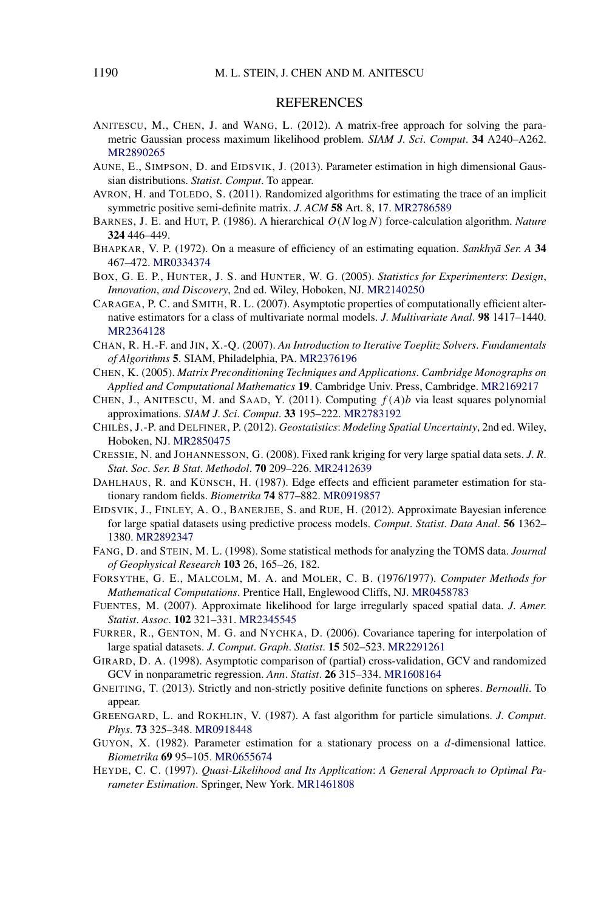## REFERENCES

ANITESCU, M., CHEN, J. and WANG, L. (2012). A matrix-free approach for solving the parametric Gaussian process maximum likelihood problem. *SIAM J. Sci. Comput.* **34** A240–A262. MR2890265

AUNE, E., SIMPSON, D. and EIDSVIK, J. (2013). Parameter estimation in high dimensional Gaussian distributions. *Statist. Comput.* To appear.

AVRON, H. and TOLEDO, S. (2011). Randomized algorithms for estimating the trace of an implicit symmetric positive semi-definite matrix. *J. ACM* **58** Art. 8, 17. MR2786589

BARNES, J. E. and HUT, P. (1986). A hierarchical $O(N \log N)$ force-calculation algorithm. *Nature* **324** 446–449.

BHAPKAR, V. P. (1972). On a measure of efficiency of an estimating equation. *Sankhyā Ser. A* **34** 467–472. MR0334374

BOX, G. E. P., HUNTER, J. S. and HUNTER, W. G. (2005). *Statistics for Experimenters: Design, Innovation, and Discovery*, 2nd ed. Wiley, Hoboken, NJ. MR2140250

CARAGEA, P. C. and SMITH, R. L. (2007). Asymptotic properties of computationally efficient alternative estimators for a class of multivariate normal models. *J. Multivariate Anal.* **98** 1417–1440. MR2364128

CHAN, R. H.-F. and JIN, X.-Q. (2007). *An Introduction to Iterative Toeplitz Solvers. Fundamentals of Algorithms* **5**. SIAM, Philadelphia, PA. MR2376196

CHEN, K. (2005). *Matrix Preconditioning Techniques and Applications. Cambridge Monographs on Applied and Computational Mathematics* **19**. Cambridge Univ. Press, Cambridge. MR2169217

CHEN, J., ANITESCU, M. and SAAD, Y. (2011). Computing $f(A)b$ via least squares polynomial approximations. *SIAM J. Sci. Comput.* **33** 195–222. MR2783192

CHILÈS, J.-P. and DELFINER, P. (2012). *Geostatistics: Modeling Spatial Uncertainty*, 2nd ed. Wiley, Hoboken, NJ. MR2850475

CRESSIE, N. and JOHANNESSON, G. (2008). Fixed rank kriging for very large spatial data sets. *J. R. Stat. Soc. Ser. B Stat. Methodol.* **70** 209–226. MR2412639

DAHLHAUS, R. and KÜNSCH, H. (1987). Edge effects and efficient parameter estimation for stationary random fields. *Biometrika* **74** 877–882. MR0919857

EIDSVIK, J., FINLEY, A. O., BANERJEE, S. and RUE, H. (2012). Approximate Bayesian inference for large spatial datasets using predictive process models. *Comput. Statist. Data Anal.* **56** 1362–1380. MR2892347

FANG, D. and STEIN, M. L. (1998). Some statistical methods for analyzing the TOMS data. *Journal of Geophysical Research* **103** 26, 165–26, 182.

FORSYTHE, G. E., MALCOLM, M. A. and MOLER, C. B. (1976/1977). *Computer Methods for Mathematical Computations*. Prentice Hall, Englewood Cliffs, NJ. MR0458783

FUENTES, M. (2007). Approximate likelihood for large irregularly spaced spatial data. *J. Amer. Statist. Assoc.* **102** 321–331. MR2345545

FURRER, R., GENTON, M. G. and NYCHKA, D. (2006). Covariance tapering for interpolation of large spatial datasets. *J. Comput. Graph. Statist.* **15** 502–523. MR2291261

GIRARD, D. A. (1998). Asymptotic comparison of (partial) cross-validation, GCV and randomized GCV in nonparametric regression. *Ann. Statist.* **26** 315–334. MR1608164

GNEITING, T. (2013). Strictly and non-strictly positive definite functions on spheres. *Bernoulli*. To appear.

GREENGARD, L. and ROKHLIN, V. (1987). A fast algorithm for particle simulations. *J. Comput. Phys.* **73** 325–348. MR0918448

GUYON, X. (1982). Parameter estimation for a stationary process on a $d$-dimensional lattice. *Biometrika* **69** 95–105. MR0655674

HEYDE, C. C. (1997). *Quasi-Likelihood and Its Application: A General Approach to Optimal Parameter Estimation*. Springer, New York. MR1461808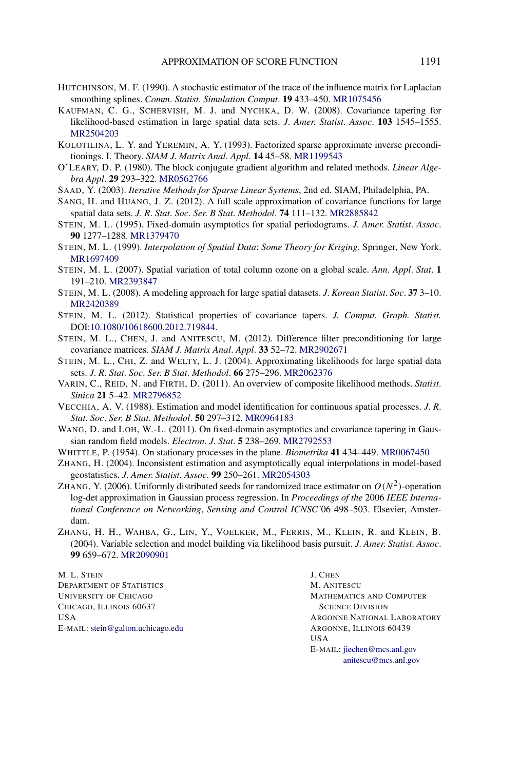HUTCHINSON, M. F. (1990). A stochastic estimator of the trace of the influence matrix for Laplacian smoothing splines. *Comm. Statist. Simulation Comput.* **19** 433–450. MR1075456

KAUFMAN, C. G., SCHERVISH, M. J. and NYCHKA, D. W. (2008). Covariance tapering for likelihood-based estimation in large spatial data sets. *J. Amer. Statist. Assoc.* **103** 1545–1555. MR2504203

KOLOTILINA, L. Y. and YEREMIN, A. Y. (1993). Factorized sparse approximate inverse preconditionings. I. Theory. *SIAM J. Matrix Anal. Appl.* **14** 45–58. MR1199543

O'LEARY, D. P. (1980). The block conjugate gradient algorithm and related methods. *Linear Algebra Appl.* **29** 293–322. MR0562766

SAAD, Y. (2003). *Iterative Methods for Sparse Linear Systems*, 2nd ed. SIAM, Philadelphia, PA.

SANG, H. and HUANG, J. Z. (2012). A full scale approximation of covariance functions for large spatial data sets. *J. R. Stat. Soc. Ser. B Stat. Methodol.* **74** 111–132. MR2885842

STEIN, M. L. (1995). Fixed-domain asymptotics for spatial periodograms. *J. Amer. Statist. Assoc.* **90** 1277–1288. MR1379470

STEIN, M. L. (1999). *Interpolation of Spatial Data: Some Theory for Kriging*. Springer, New York. MR1697409

STEIN, M. L. (2007). Spatial variation of total column ozone on a global scale. *Ann. Appl. Stat.* **1** 191–210. MR2393847

STEIN, M. L. (2008). A modeling approach for large spatial datasets. *J. Korean Statist. Soc.* **37** 3–10. MR2420389

STEIN, M. L. (2012). Statistical properties of covariance tapers. *J. Comput. Graph. Statist.* DOI:10.1080/10618600.2012.719844.

STEIN, M. L., CHEN, J. and ANITESCU, M. (2012). Difference filter preconditioning for large covariance matrices. *SIAM J. Matrix Anal. Appl.* **33** 52–72. MR2902671

STEIN, M. L., CHI, Z. and WELTY, L. J. (2004). Approximating likelihoods for large spatial data sets. *J. R. Stat. Soc. Ser. B Stat. Methodol.* **66** 275–296. MR2062376

VARIN, C., REID, N. and FIRTH, D. (2011). An overview of composite likelihood methods. *Statist. Sinica* **21** 5–42. MR2796852

VECCHIA, A. V. (1988). Estimation and model identification for continuous spatial processes. *J. R. Stat. Soc. Ser. B Stat. Methodol.* **50** 297–312. MR0964183

WANG, D. and LOH, W.-L. (2011). On fixed-domain asymptotics and covariance tapering in Gaussian random field models. *Electron. J. Stat.* **5** 238–269. MR2792553

WHITTLE, P. (1954). On stationary processes in the plane. *Biometrika* **41** 434–449. MR0067450

ZHANG, H. (2004). Inconsistent estimation and asymptotically equal interpolations in model-based geostatistics. *J. Amer. Statist. Assoc.* **99** 250–261. MR2054303

ZHANG, Y. (2006). Uniformly distributed seeds for randomized trace estimator on $O(N^2)$-operation log-det approximation in Gaussian process regression. In *Proceedings of the* 2006 *IEEE International Conference on Networking, Sensing and Control ICNSC'*06 498–503. Elsevier, Amsterdam.

ZHANG, H. H., WAHBA, G., LIN, Y., VOELKER, M., FERRIS, M., KLEIN, R. and KLEIN, B. (2004). Variable selection and model building via likelihood basis pursuit. *J. Amer. Statist. Assoc.* **99** 659–672. MR2090901

M. L. STEIN
DEPARTMENT OF STATISTICS
UNIVERSITY OF CHICAGO
CHICAGO, ILLINOIS 60637
USA
E-MAIL: stein@galton.uchicago.edu

J. CHEN
M. ANITESCU
MATHEMATICS AND COMPUTER SCIENCE DIVISION
ARGONNE NATIONAL LABORATORY
ARGONNE, ILLINOIS 60439
USA
E-MAIL: jiechen@mcs.anl.gov
anitescu@mcs.anl.gov